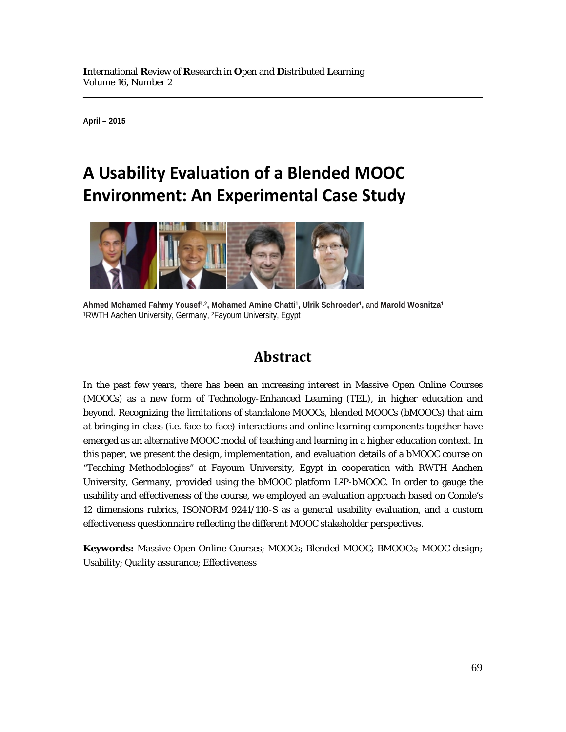April – 2015

# A Usability Evaluation of a Blended MOOC Environment: An Experimental Case Study

**Ahmed Mohamed Fahmy Yousef[1,2], Mohamed Amine Chatti[1], Ulrik Schroeder[1],** and **Marold Wosnitza[1]**
[1]RWTH Aachen University, Germany, [2]Fayoum University, Egypt

## Abstract

In the past few years, there has been an increasing interest in Massive Open Online Courses (MOOCs) as a new form of Technology-Enhanced Learning (TEL), in higher education and beyond. Recognizing the limitations of standalone MOOCs, blended MOOCs (bMOOCs) that aim at bringing in-class (i.e. face-to-face) interactions and online learning components together have emerged as an alternative MOOC model of teaching and learning in a higher education context. In this paper, we present the design, implementation, and evaluation details of a bMOOC course on "Teaching Methodologies" at Fayoum University, Egypt in cooperation with RWTH Aachen University, Germany, provided using the bMOOC platform L²P-bMOOC. In order to gauge the usability and effectiveness of the course, we employed an evaluation approach based on Conole's 12 dimensions rubrics, ISONORM 9241/110-S as a general usability evaluation, and a custom effectiveness questionnaire reflecting the different MOOC stakeholder perspectives.

**Keywords:** Massive Open Online Courses; MOOCs; Blended MOOC; BMOOCs; MOOC design; Usability; Quality assurance; Effectiveness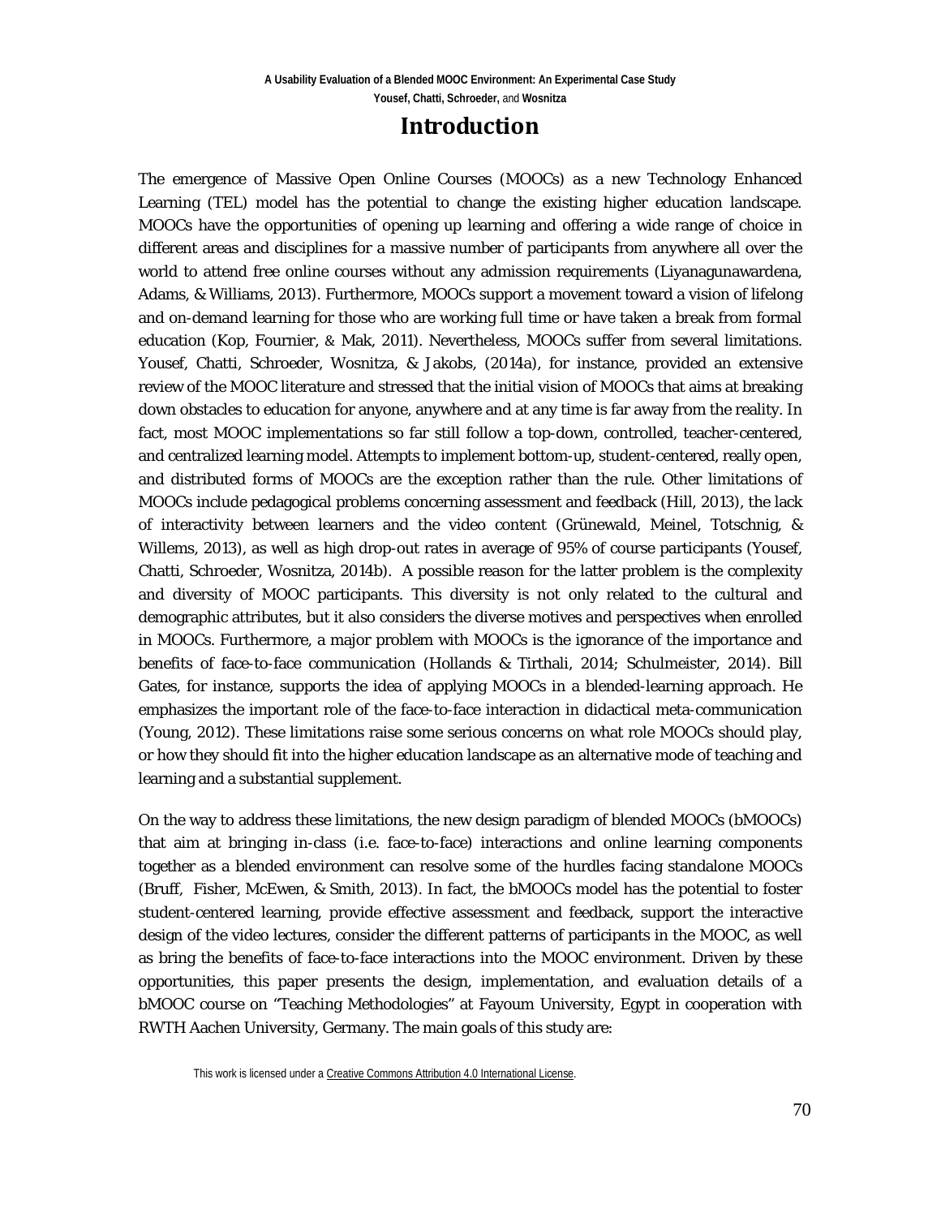# Introduction

The emergence of Massive Open Online Courses (MOOCs) as a new Technology Enhanced Learning (TEL) model has the potential to change the existing higher education landscape. MOOCs have the opportunities of opening up learning and offering a wide range of choice in different areas and disciplines for a massive number of participants from anywhere all over the world to attend free online courses without any admission requirements (Liyanagunawardena, Adams, & Williams, 2013). Furthermore, MOOCs support a movement toward a vision of lifelong and on-demand learning for those who are working full time or have taken a break from formal education (Kop, Fournier, & Mak, 2011). Nevertheless, MOOCs suffer from several limitations. Yousef, Chatti, Schroeder, Wosnitza, & Jakobs, (2014a), for instance, provided an extensive review of the MOOC literature and stressed that the initial vision of MOOCs that aims at breaking down obstacles to education for anyone, anywhere and at any time is far away from the reality. In fact, most MOOC implementations so far still follow a top-down, controlled, teacher-centered, and centralized learning model. Attempts to implement bottom-up, student-centered, really open, and distributed forms of MOOCs are the exception rather than the rule. Other limitations of MOOCs include pedagogical problems concerning assessment and feedback (Hill, 2013), the lack of interactivity between learners and the video content (Grünewald, Meinel, Totschnig, & Willems, 2013), as well as high drop-out rates in average of 95% of course participants (Yousef, Chatti, Schroeder, Wosnitza, 2014b). A possible reason for the latter problem is the complexity and diversity of MOOC participants. This diversity is not only related to the cultural and demographic attributes, but it also considers the diverse motives and perspectives when enrolled in MOOCs. Furthermore, a major problem with MOOCs is the ignorance of the importance and benefits of face-to-face communication (Hollands & Tirthali, 2014; Schulmeister, 2014). Bill Gates, for instance, supports the idea of applying MOOCs in a blended-learning approach. He emphasizes the important role of the face-to-face interaction in didactical meta-communication (Young, 2012). These limitations raise some serious concerns on what role MOOCs should play, or how they should fit into the higher education landscape as an alternative mode of teaching and learning and a substantial supplement.

On the way to address these limitations, the new design paradigm of blended MOOCs (bMOOCs) that aim at bringing in-class (i.e. face-to-face) interactions and online learning components together as a blended environment can resolve some of the hurdles facing standalone MOOCs (Bruff, Fisher, McEwen, & Smith, 2013). In fact, the bMOOCs model has the potential to foster student-centered learning, provide effective assessment and feedback, support the interactive design of the video lectures, consider the different patterns of participants in the MOOC, as well as bring the benefits of face-to-face interactions into the MOOC environment. Driven by these opportunities, this paper presents the design, implementation, and evaluation details of a bMOOC course on "Teaching Methodologies" at Fayoum University, Egypt in cooperation with RWTH Aachen University, Germany. The main goals of this study are:

This work is licensed under a Creative Commons Attribution 4.0 International License.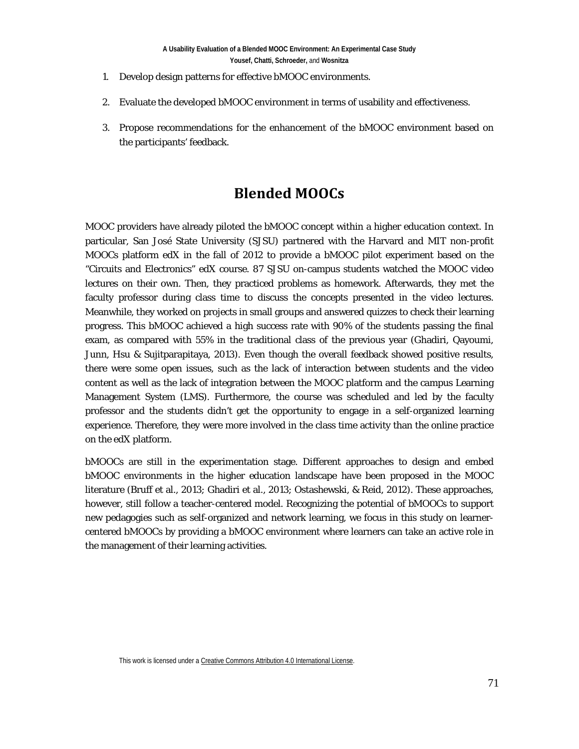1. Develop design patterns for effective bMOOC environments.
2. Evaluate the developed bMOOC environment in terms of usability and effectiveness.
3. Propose recommendations for the enhancement of the bMOOC environment based on the participants' feedback.

## Blended MOOCs

MOOC providers have already piloted the bMOOC concept within a higher education context. In particular, San José State University (SJSU) partnered with the Harvard and MIT non-profit MOOCs platform edX in the fall of 2012 to provide a bMOOC pilot experiment based on the "Circuits and Electronics" edX course. 87 SJSU on-campus students watched the MOOC video lectures on their own. Then, they practiced problems as homework. Afterwards, they met the faculty professor during class time to discuss the concepts presented in the video lectures. Meanwhile, they worked on projects in small groups and answered quizzes to check their learning progress. This bMOOC achieved a high success rate with 90% of the students passing the final exam, as compared with 55% in the traditional class of the previous year (Ghadiri, Qayoumi, Junn, Hsu & Sujitparapitaya, 2013). Even though the overall feedback showed positive results, there were some open issues, such as the lack of interaction between students and the video content as well as the lack of integration between the MOOC platform and the campus Learning Management System (LMS). Furthermore, the course was scheduled and led by the faculty professor and the students didn't get the opportunity to engage in a self-organized learning experience. Therefore, they were more involved in the class time activity than the online practice on the edX platform.

bMOOCs are still in the experimentation stage. Different approaches to design and embed bMOOC environments in the higher education landscape have been proposed in the MOOC literature (Bruff et al., 2013; Ghadiri et al., 2013; Ostashewski, & Reid, 2012). These approaches, however, still follow a teacher-centered model. Recognizing the potential of bMOOCs to support new pedagogies such as self-organized and network learning, we focus in this study on learner-centered bMOOCs by providing a bMOOC environment where learners can take an active role in the management of their learning activities.

This work is licensed under a Creative Commons Attribution 4.0 International License.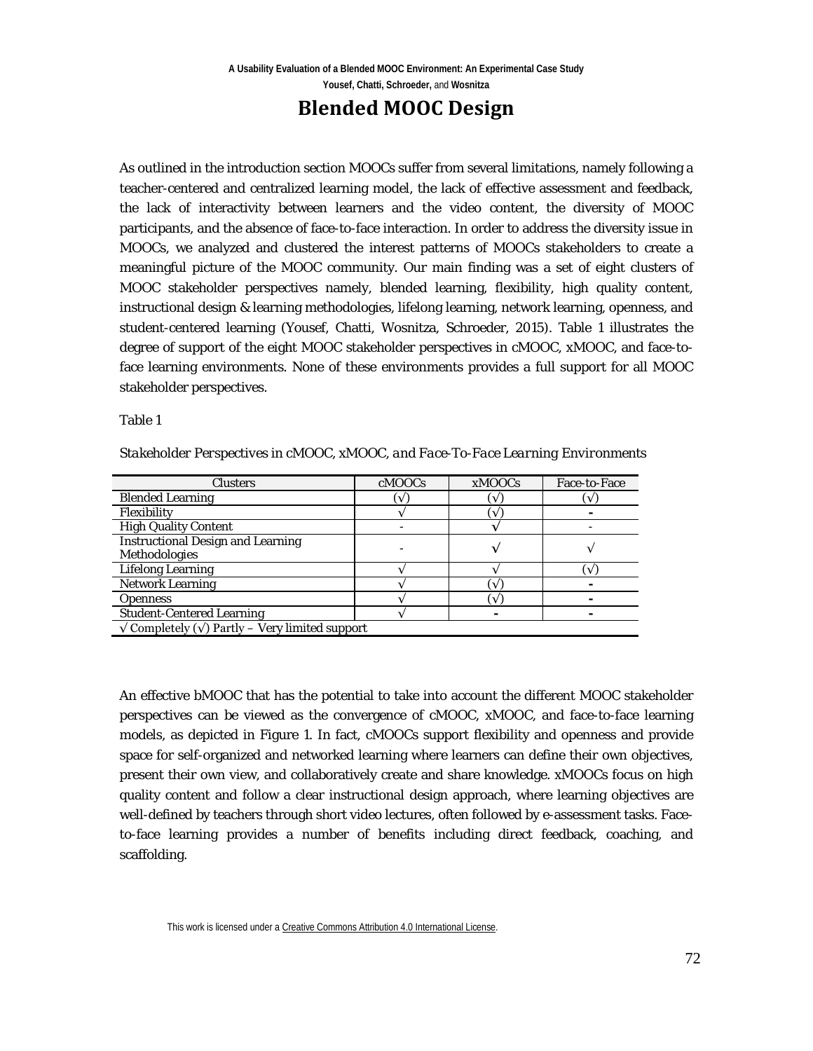## Blended MOOC Design

As outlined in the introduction section MOOCs suffer from several limitations, namely following a teacher-centered and centralized learning model, the lack of effective assessment and feedback, the lack of interactivity between learners and the video content, the diversity of MOOC participants, and the absence of face-to-face interaction. In order to address the diversity issue in MOOCs, we analyzed and clustered the interest patterns of MOOCs stakeholders to create a meaningful picture of the MOOC community. Our main finding was a set of eight clusters of MOOC stakeholder perspectives namely, blended learning, flexibility, high quality content, instructional design & learning methodologies, lifelong learning, network learning, openness, and student-centered learning (Yousef, Chatti, Wosnitza, Schroeder, 2015). Table 1 illustrates the degree of support of the eight MOOC stakeholder perspectives in cMOOC, xMOOC, and face-to-face learning environments. None of these environments provides a full support for all MOOC stakeholder perspectives.

Table 1

*Stakeholder Perspectives in cMOOC, xMOOC, and Face-To-Face Learning Environments*

| Clusters | cMOOCs | xMOOCs | Face-to-Face |
|---|---|---|---|
| Blended Learning | (√) | (√) | (√) |
| Flexibility | √ | (√) | - |
| High Quality Content | - | √ | - |
| Instructional Design and Learning Methodologies | - | √ | √ |
| Lifelong Learning | √ | √ | (√) |
| Network Learning | √ | (√) | - |
| Openness | √ | (√) | - |
| Student-Centered Learning | √ | - | - |
| √ Completely (√) Partly – Very limited support | | | |

An effective bMOOC that has the potential to take into account the different MOOC stakeholder perspectives can be viewed as the convergence of cMOOC, xMOOC, and face-to-face learning models, as depicted in Figure 1. In fact, cMOOCs support flexibility and openness and provide space for self-organized and networked learning where learners can define their own objectives, present their own view, and collaboratively create and share knowledge. xMOOCs focus on high quality content and follow a clear instructional design approach, where learning objectives are well-defined by teachers through short video lectures, often followed by e-assessment tasks. Face-to-face learning provides a number of benefits including direct feedback, coaching, and scaffolding.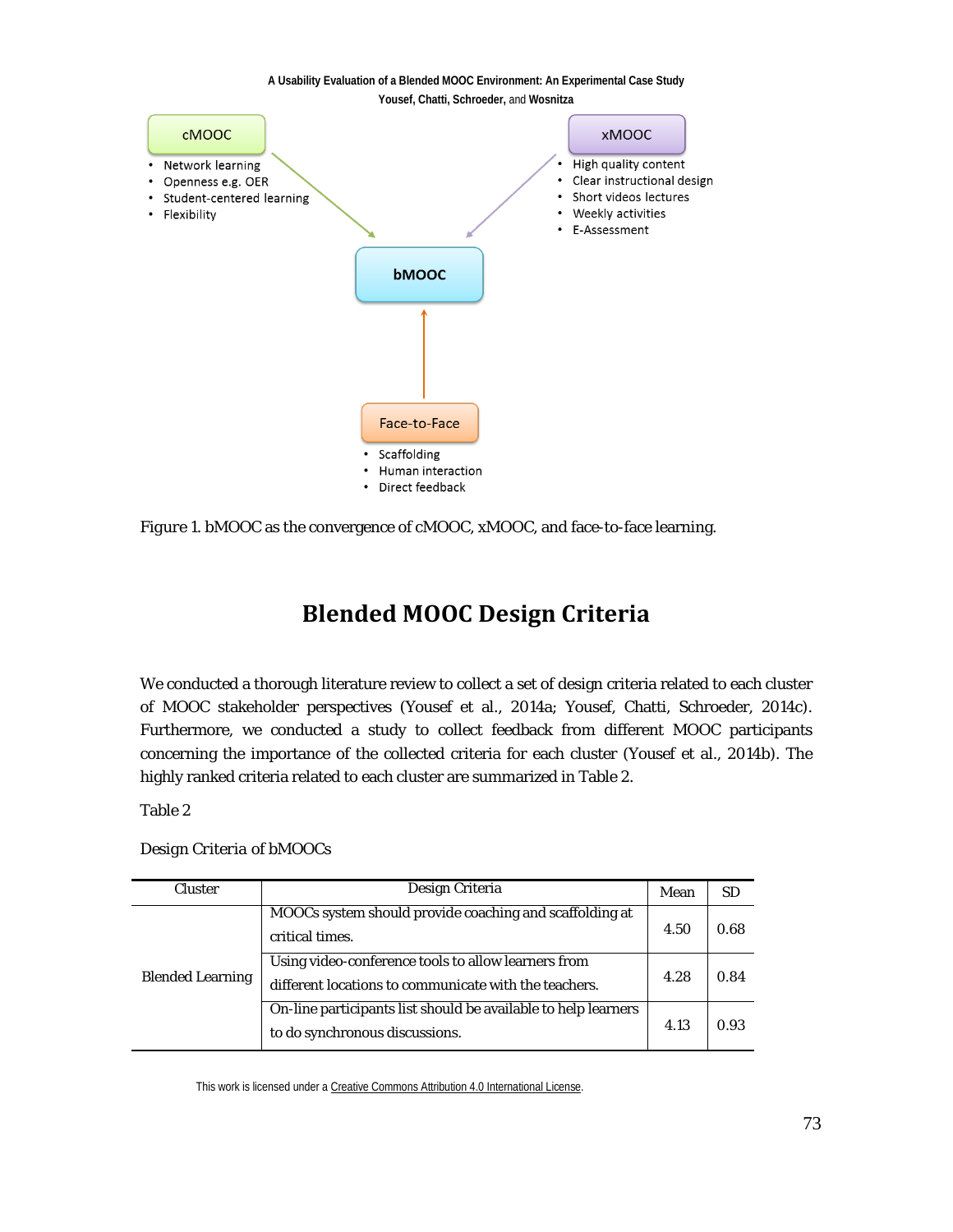cMOOC

- Network learning
- Openness e.g. OER
- Student-centered learning
- Flexibility

xMOOC

- High quality content
- Clear instructional design
- Short videos lectures
- Weekly activities
- E-Assessment

bMOOC

Face-to-Face

- Scaffolding
- Human interaction
- Direct feedback

Figure 1. bMOOC as the convergence of cMOOC, xMOOC, and face-to-face learning.

## Blended MOOC Design Criteria

We conducted a thorough literature review to collect a set of design criteria related to each cluster of MOOC stakeholder perspectives (Yousef et al., 2014a; Yousef, Chatti, Schroeder, 2014c). Furthermore, we conducted a study to collect feedback from different MOOC participants concerning the importance of the collected criteria for each cluster (Yousef et al., 2014b). The highly ranked criteria related to each cluster are summarized in Table 2.

Table 2

Design Criteria of bMOOCs

| Cluster | Design Criteria | Mean | SD |
|---|---|---|---|
| Blended Learning | MOOCs system should provide coaching and scaffolding at critical times. | 4.50 | 0.68 |
| | Using video-conference tools to allow learners from different locations to communicate with the teachers. | 4.28 | 0.84 |
| | On-line participants list should be available to help learners to do synchronous discussions. | 4.13 | 0.93 |

This work is licensed under a Creative Commons Attribution 4.0 International License.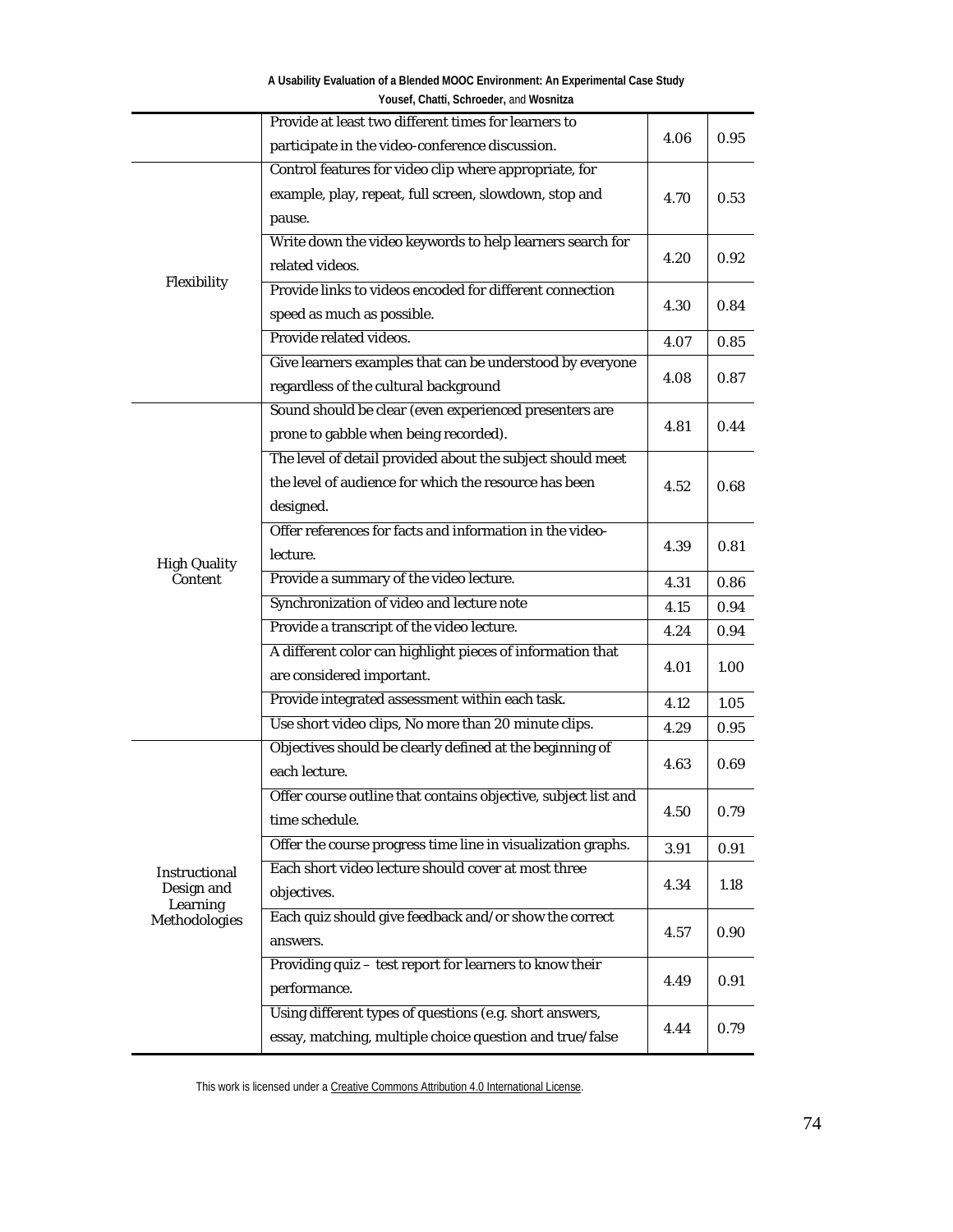| | | | |
|---|---|---|---|
| | Provide at least two different times for learners to participate in the video-conference discussion. | 4.06 | 0.95 |
| Flexibility | Control features for video clip where appropriate, for example, play, repeat, full screen, slowdown, stop and pause. | 4.70 | 0.53 |
| | Write down the video keywords to help learners search for related videos. | 4.20 | 0.92 |
| | Provide links to videos encoded for different connection speed as much as possible. | 4.30 | 0.84 |
| | Provide related videos. | 4.07 | 0.85 |
| | Give learners examples that can be understood by everyone regardless of the cultural background | 4.08 | 0.87 |
| High Quality Content | Sound should be clear (even experienced presenters are prone to gabble when being recorded). | 4.81 | 0.44 |
| | The level of detail provided about the subject should meet the level of audience for which the resource has been designed. | 4.52 | 0.68 |
| | Offer references for facts and information in the video-lecture. | 4.39 | 0.81 |
| | Provide a summary of the video lecture. | 4.31 | 0.86 |
| | Synchronization of video and lecture note | 4.15 | 0.94 |
| | Provide a transcript of the video lecture. | 4.24 | 0.94 |
| | A different color can highlight pieces of information that are considered important. | 4.01 | 1.00 |
| | Provide integrated assessment within each task. | 4.12 | 1.05 |
| | Use short video clips, No more than 20 minute clips. | 4.29 | 0.95 |
| Instructional Design and Learning Methodologies | Objectives should be clearly defined at the beginning of each lecture. | 4.63 | 0.69 |
| | Offer course outline that contains objective, subject list and time schedule. | 4.50 | 0.79 |
| | Offer the course progress time line in visualization graphs. | 3.91 | 0.91 |
| | Each short video lecture should cover at most three objectives. | 4.34 | 1.18 |
| | Each quiz should give feedback and/or show the correct answers. | 4.57 | 0.90 |
| | Providing quiz – test report for learners to know their performance. | 4.49 | 0.91 |
| | Using different types of questions (e.g. short answers, essay, matching, multiple choice question and true/false | 4.44 | 0.79 |

This work is licensed under a Creative Commons Attribution 4.0 International License.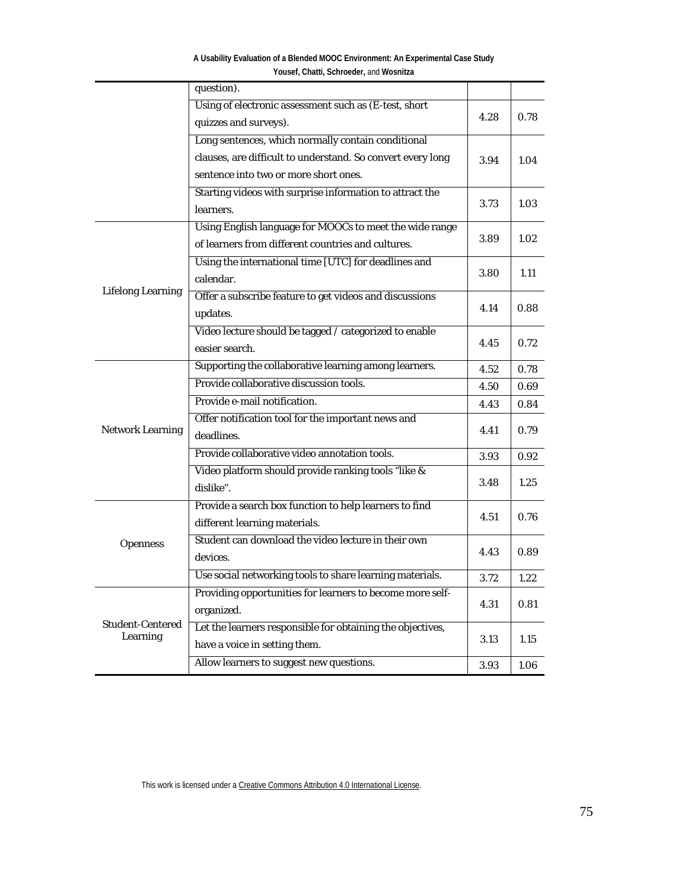| | | | |
|---|---|---|---|
| | question). | | |
| | Using of electronic assessment such as (E-test, short quizzes and surveys). | 4.28 | 0.78 |
| | Long sentences, which normally contain conditional clauses, are difficult to understand. So convert every long sentence into two or more short ones. | 3.94 | 1.04 |
| | Starting videos with surprise information to attract the learners. | 3.73 | 1.03 |
| Lifelong Learning | Using English language for MOOCs to meet the wide range of learners from different countries and cultures. | 3.89 | 1.02 |
| | Using the international time [UTC] for deadlines and calendar. | 3.80 | 1.11 |
| | Offer a subscribe feature to get videos and discussions updates. | 4.14 | 0.88 |
| | Video lecture should be tagged / categorized to enable easier search. | 4.45 | 0.72 |
| Network Learning | Supporting the collaborative learning among learners. | 4.52 | 0.78 |
| | Provide collaborative discussion tools. | 4.50 | 0.69 |
| | Provide e-mail notification. | 4.43 | 0.84 |
| | Offer notification tool for the important news and deadlines. | 4.41 | 0.79 |
| | Provide collaborative video annotation tools. | 3.93 | 0.92 |
| | Video platform should provide ranking tools "like & dislike". | 3.48 | 1.25 |
| Openness | Provide a search box function to help learners to find different learning materials. | 4.51 | 0.76 |
| | Student can download the video lecture in their own devices. | 4.43 | 0.89 |
| | Use social networking tools to share learning materials. | 3.72 | 1.22 |
| Student-Centered Learning | Providing opportunities for learners to become more self-organized. | 4.31 | 0.81 |
| | Let the learners responsible for obtaining the objectives, have a voice in setting them. | 3.13 | 1.15 |
| | Allow learners to suggest new questions. | 3.93 | 1.06 |

This work is licensed under a Creative Commons Attribution 4.0 International License.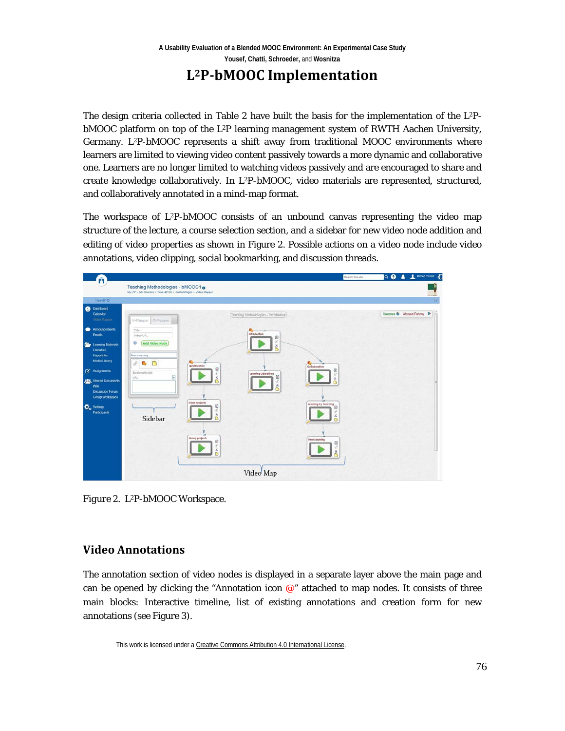# L²P-bMOOC Implementation

The design criteria collected in Table 2 have built the basis for the implementation of the L²P-bMOOC platform on top of the L²P learning management system of RWTH Aachen University, Germany. L²P-bMOOC represents a shift away from traditional MOOC environments where learners are limited to viewing video content passively towards a more dynamic and collaborative one. Learners are no longer limited to watching videos passively and are encouraged to share and create knowledge collaboratively. In L²P-bMOOC, video materials are represented, structured, and collaboratively annotated in a mind-map format.

The workspace of L²P-bMOOC consists of an unbound canvas representing the video map structure of the lecture, a course selection section, and a sidebar for new video node addition and editing of video properties as shown in Figure 2. Possible actions on a video node include video annotations, video clipping, social bookmarking, and discussion threads.

Figure 2. L²P-bMOOC Workspace.

## Video Annotations

The annotation section of video nodes is displayed in a separate layer above the main page and can be opened by clicking the "Annotation icon @" attached to map nodes. It consists of three main blocks: Interactive timeline, list of existing annotations and creation form for new annotations (see Figure 3).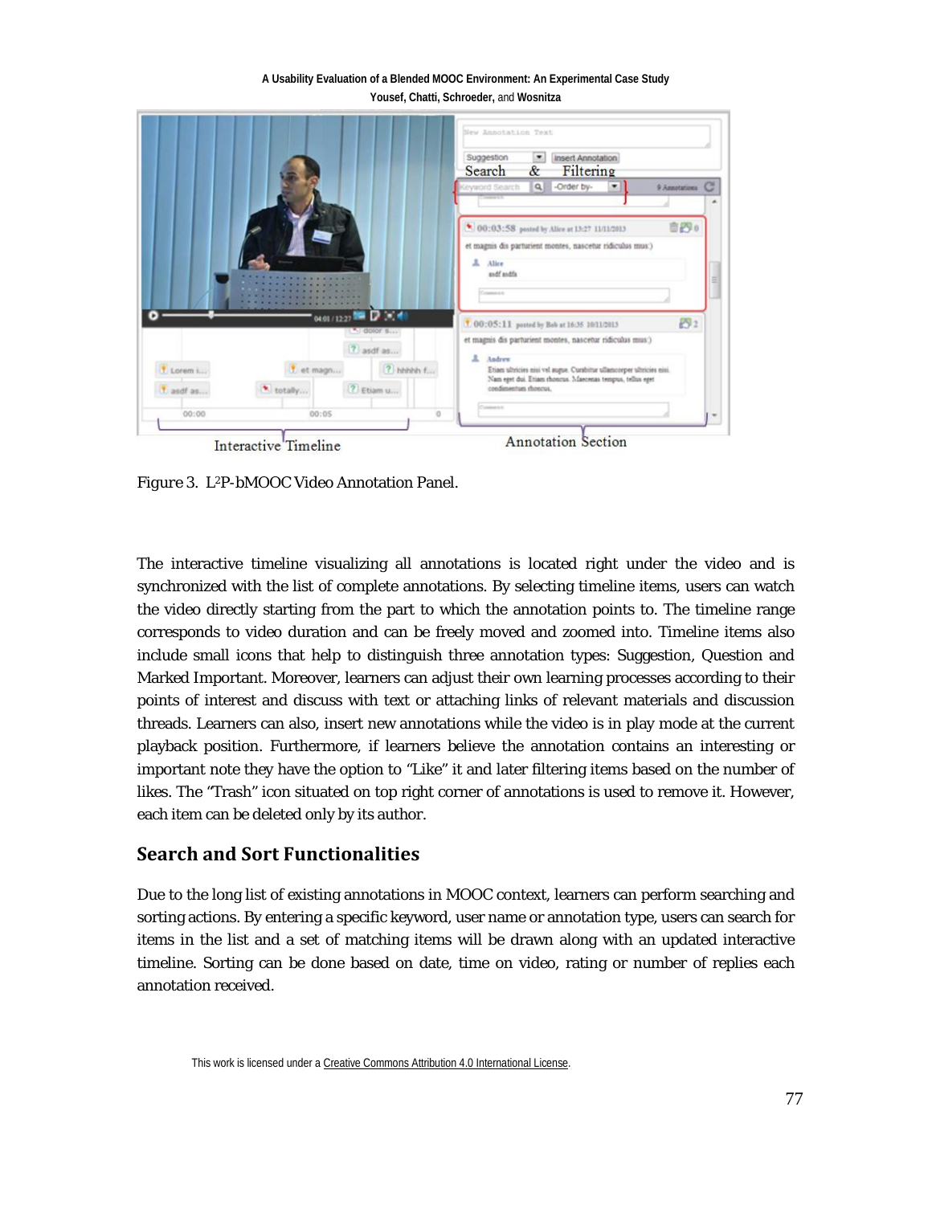Figure 3. L²P-bMOOC Video Annotation Panel.

The interactive timeline visualizing all annotations is located right under the video and is synchronized with the list of complete annotations. By selecting timeline items, users can watch the video directly starting from the part to which the annotation points to. The timeline range corresponds to video duration and can be freely moved and zoomed into. Timeline items also include small icons that help to distinguish three annotation types: Suggestion, Question and Marked Important. Moreover, learners can adjust their own learning processes according to their points of interest and discuss with text or attaching links of relevant materials and discussion threads. Learners can also, insert new annotations while the video is in play mode at the current playback position. Furthermore, if learners believe the annotation contains an interesting or important note they have the option to "Like" it and later filtering items based on the number of likes. The "Trash" icon situated on top right corner of annotations is used to remove it. However, each item can be deleted only by its author.

## Search and Sort Functionalities

Due to the long list of existing annotations in MOOC context, learners can perform searching and sorting actions. By entering a specific keyword, user name or annotation type, users can search for items in the list and a set of matching items will be drawn along with an updated interactive timeline. Sorting can be done based on date, time on video, rating or number of replies each annotation received.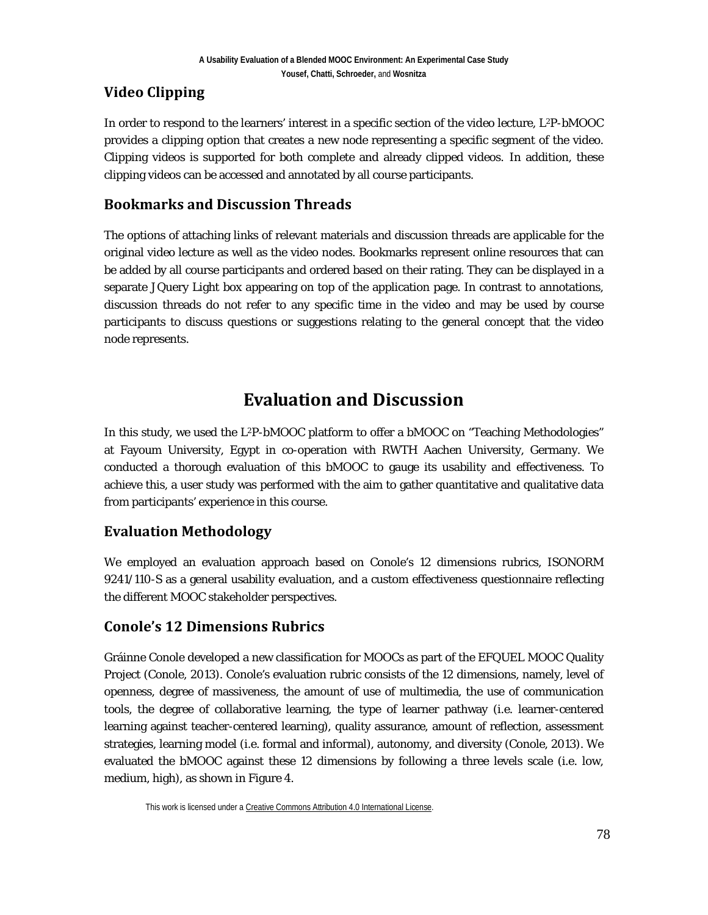### Video Clipping

In order to respond to the learners' interest in a specific section of the video lecture, L²P-bMOOC provides a clipping option that creates a new node representing a specific segment of the video. Clipping videos is supported for both complete and already clipped videos. In addition, these clipping videos can be accessed and annotated by all course participants.

### Bookmarks and Discussion Threads

The options of attaching links of relevant materials and discussion threads are applicable for the original video lecture as well as the video nodes. Bookmarks represent online resources that can be added by all course participants and ordered based on their rating. They can be displayed in a separate JQuery Light box appearing on top of the application page. In contrast to annotations, discussion threads do not refer to any specific time in the video and may be used by course participants to discuss questions or suggestions relating to the general concept that the video node represents.

## Evaluation and Discussion

In this study, we used the L²P-bMOOC platform to offer a bMOOC on "Teaching Methodologies" at Fayoum University, Egypt in co-operation with RWTH Aachen University, Germany. We conducted a thorough evaluation of this bMOOC to gauge its usability and effectiveness. To achieve this, a user study was performed with the aim to gather quantitative and qualitative data from participants' experience in this course.

### Evaluation Methodology

We employed an evaluation approach based on Conole's 12 dimensions rubrics, ISONORM 9241/110-S as a general usability evaluation, and a custom effectiveness questionnaire reflecting the different MOOC stakeholder perspectives.

### Conole's 12 Dimensions Rubrics

Gráinne Conole developed a new classification for MOOCs as part of the EFQUEL MOOC Quality Project (Conole, 2013). Conole's evaluation rubric consists of the 12 dimensions, namely, level of openness, degree of massiveness, the amount of use of multimedia, the use of communication tools, the degree of collaborative learning, the type of learner pathway (i.e. learner-centered learning against teacher-centered learning), quality assurance, amount of reflection, assessment strategies, learning model (i.e. formal and informal), autonomy, and diversity (Conole, 2013). We evaluated the bMOOC against these 12 dimensions by following a three levels scale (i.e. low, medium, high), as shown in Figure 4.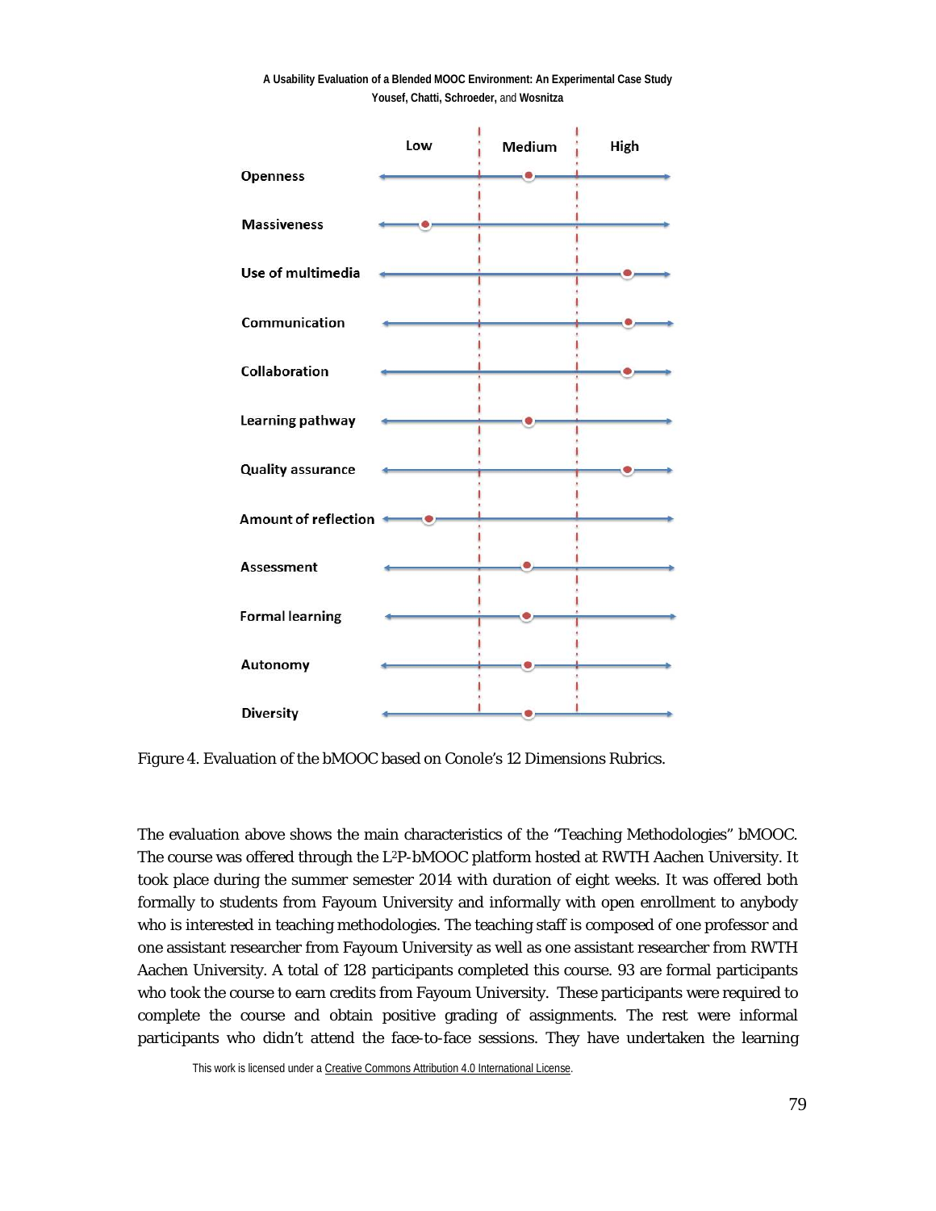| | Low | Medium | High |
|---|---|---|---|
| Openness | | ● | |
| Massiveness | ● | | |
| Use of multimedia | | | ● |
| Communication | | | ● |
| Collaboration | | | ● |
| Learning pathway | | ● | |
| Quality assurance | | | ● |
| Amount of reflection | ● | | |
| Assessment | | ● | |
| Formal learning | | ● | |
| Autonomy | | ● | |
| Diversity | | ● | |

*Figure 4.* Evaluation of the bMOOC based on Conole's 12 Dimensions Rubrics.

The evaluation above shows the main characteristics of the "Teaching Methodologies" bMOOC. The course was offered through the $L^2P$-bMOOC platform hosted at RWTH Aachen University. It took place during the summer semester 2014 with duration of eight weeks. It was offered both formally to students from Fayoum University and informally with open enrollment to anybody who is interested in teaching methodologies. The teaching staff is composed of one professor and one assistant researcher from Fayoum University as well as one assistant researcher from RWTH Aachen University. A total of 128 participants completed this course. 93 are formal participants who took the course to earn credits from Fayoum University. These participants were required to complete the course and obtain positive grading of assignments. The rest were informal participants who didn't attend the face-to-face sessions. They have undertaken the learning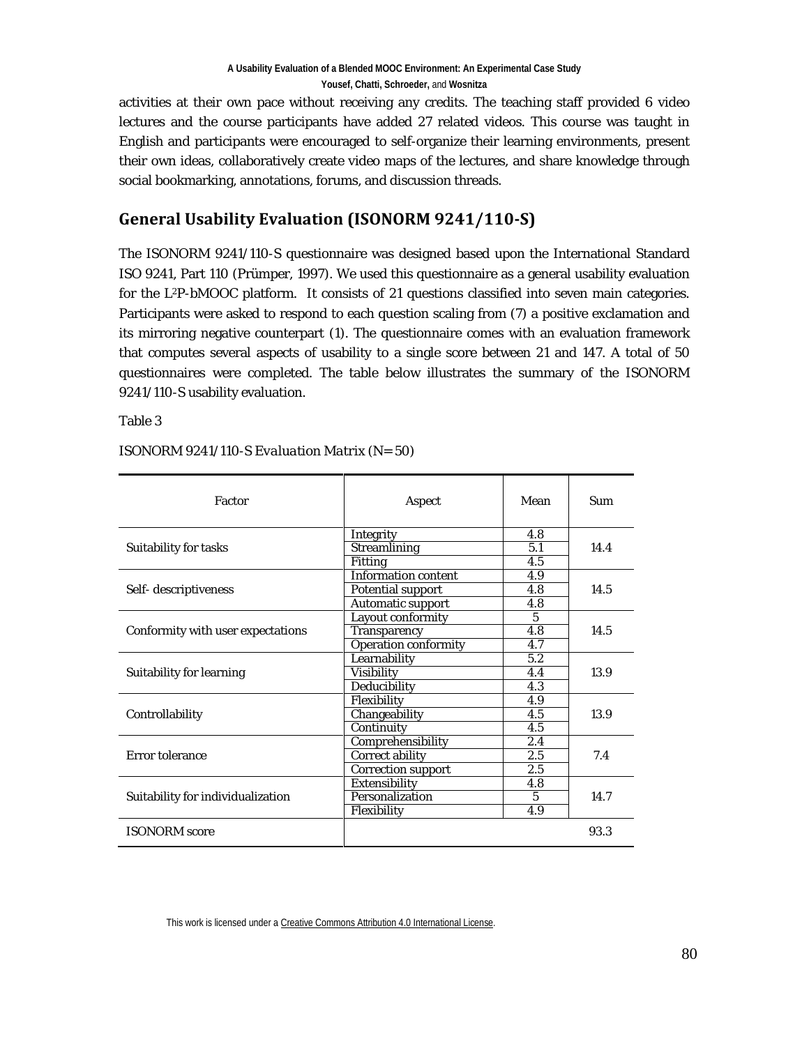activities at their own pace without receiving any credits. The teaching staff provided 6 video lectures and the course participants have added 27 related videos. This course was taught in English and participants were encouraged to self-organize their learning environments, present their own ideas, collaboratively create video maps of the lectures, and share knowledge through social bookmarking, annotations, forums, and discussion threads.

## General Usability Evaluation (ISONORM 9241/110-S)

The ISONORM 9241/110-S questionnaire was designed based upon the International Standard ISO 9241, Part 110 (Prümper, 1997). We used this questionnaire as a general usability evaluation for the L²P-bMOOC platform. It consists of 21 questions classified into seven main categories. Participants were asked to respond to each question scaling from (7) a positive exclamation and its mirroring negative counterpart (1). The questionnaire comes with an evaluation framework that computes several aspects of usability to a single score between 21 and 147. A total of 50 questionnaires were completed. The table below illustrates the summary of the ISONORM 9241/110-S usability evaluation.

Table 3

*ISONORM 9241/110-S Evaluation Matrix (N= 50)*

| Factor | Aspect | Mean | Sum |
|---|---|---|---|
| Suitability for tasks | Integrity | 4.8 | 14.4 |
| | Streamlining | 5.1 | |
| | Fitting | 4.5 | |
| Self- descriptiveness | Information content | 4.9 | 14.5 |
| | Potential support | 4.8 | |
| | Automatic support | 4.8 | |
| Conformity with user expectations | Layout conformity | 5 | 14.5 |
| | Transparency | 4.8 | |
| | Operation conformity | 4.7 | |
| Suitability for learning | Learnability | 5.2 | 13.9 |
| | Visibility | 4.4 | |
| | Deducibility | 4.3 | |
| Controllability | Flexibility | 4.9 | 13.9 |
| | Changeability | 4.5 | |
| | Continuity | 4.5 | |
| Error tolerance | Comprehensibility | 2.4 | 7.4 |
| | Correct ability | 2.5 | |
| | Correction support | 2.5 | |
| Suitability for individualization | Extensibility | 4.8 | 14.7 |
| | Personalization | 5 | |
| | Flexibility | 4.9 | |
| ISONORM score | | | 93.3 |

This work is licensed under a Creative Commons Attribution 4.0 International License.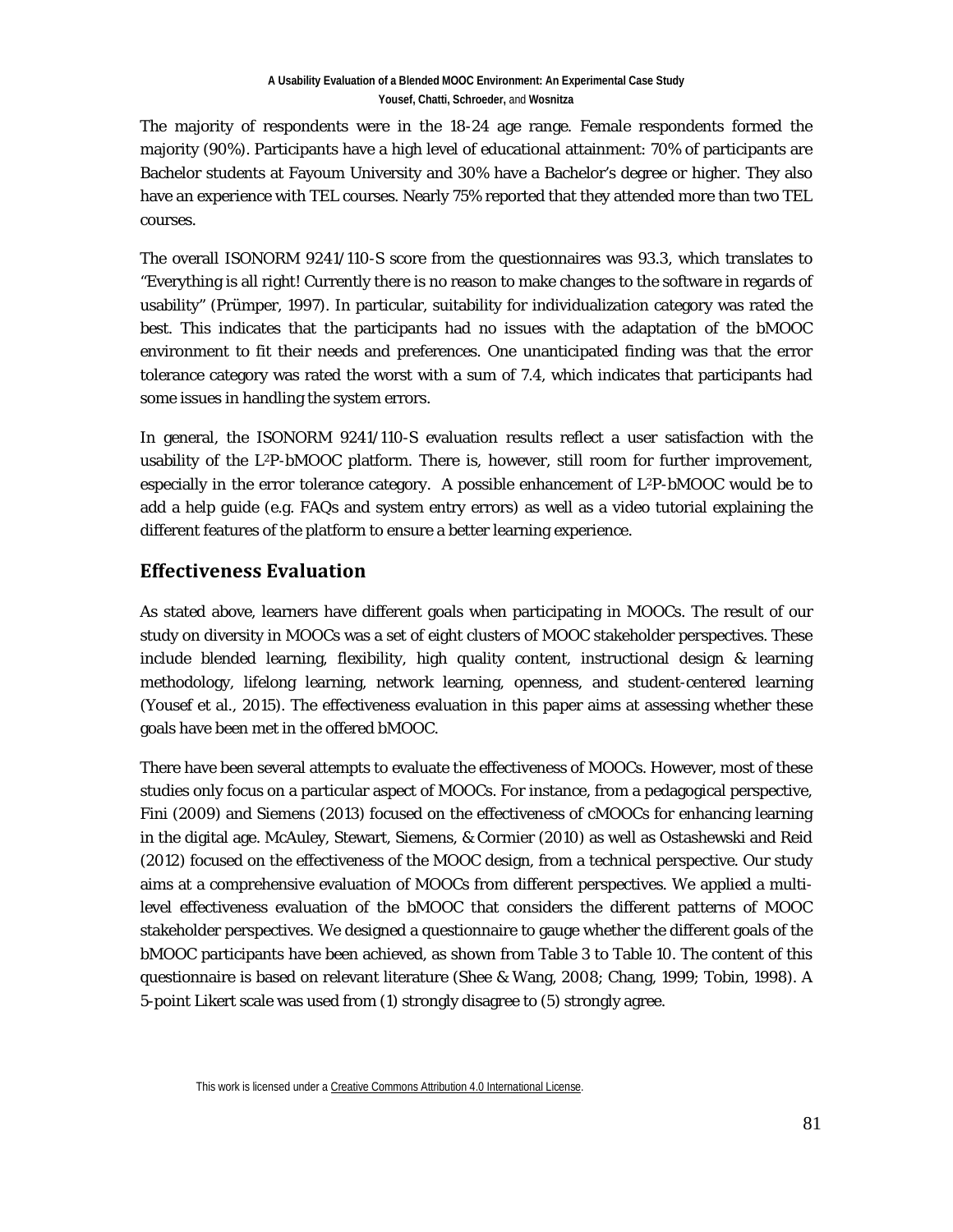The majority of respondents were in the 18-24 age range. Female respondents formed the majority (90%). Participants have a high level of educational attainment: 70% of participants are Bachelor students at Fayoum University and 30% have a Bachelor's degree or higher. They also have an experience with TEL courses. Nearly 75% reported that they attended more than two TEL courses.

The overall ISONORM 9241/110-S score from the questionnaires was 93.3, which translates to "Everything is all right! Currently there is no reason to make changes to the software in regards of usability" (Prümper, 1997). In particular, suitability for individualization category was rated the best. This indicates that the participants had no issues with the adaptation of the bMOOC environment to fit their needs and preferences. One unanticipated finding was that the error tolerance category was rated the worst with a sum of 7.4, which indicates that participants had some issues in handling the system errors.

In general, the ISONORM 9241/110-S evaluation results reflect a user satisfaction with the usability of the L²P-bMOOC platform. There is, however, still room for further improvement, especially in the error tolerance category. A possible enhancement of L²P-bMOOC would be to add a help guide (e.g. FAQs and system entry errors) as well as a video tutorial explaining the different features of the platform to ensure a better learning experience.

## Effectiveness Evaluation

As stated above, learners have different goals when participating in MOOCs. The result of our study on diversity in MOOCs was a set of eight clusters of MOOC stakeholder perspectives. These include blended learning, flexibility, high quality content, instructional design & learning methodology, lifelong learning, network learning, openness, and student-centered learning (Yousef et al., 2015). The effectiveness evaluation in this paper aims at assessing whether these goals have been met in the offered bMOOC.

There have been several attempts to evaluate the effectiveness of MOOCs. However, most of these studies only focus on a particular aspect of MOOCs. For instance, from a pedagogical perspective, Fini (2009) and Siemens (2013) focused on the effectiveness of cMOOCs for enhancing learning in the digital age. McAuley, Stewart, Siemens, & Cormier (2010) as well as Ostashewski and Reid (2012) focused on the effectiveness of the MOOC design, from a technical perspective. Our study aims at a comprehensive evaluation of MOOCs from different perspectives. We applied a multi-level effectiveness evaluation of the bMOOC that considers the different patterns of MOOC stakeholder perspectives. We designed a questionnaire to gauge whether the different goals of the bMOOC participants have been achieved, as shown from Table 3 to Table 10. The content of this questionnaire is based on relevant literature (Shee & Wang, 2008; Chang, 1999; Tobin, 1998). A 5-point Likert scale was used from (1) strongly disagree to (5) strongly agree.

This work is licensed under a Creative Commons Attribution 4.0 International License.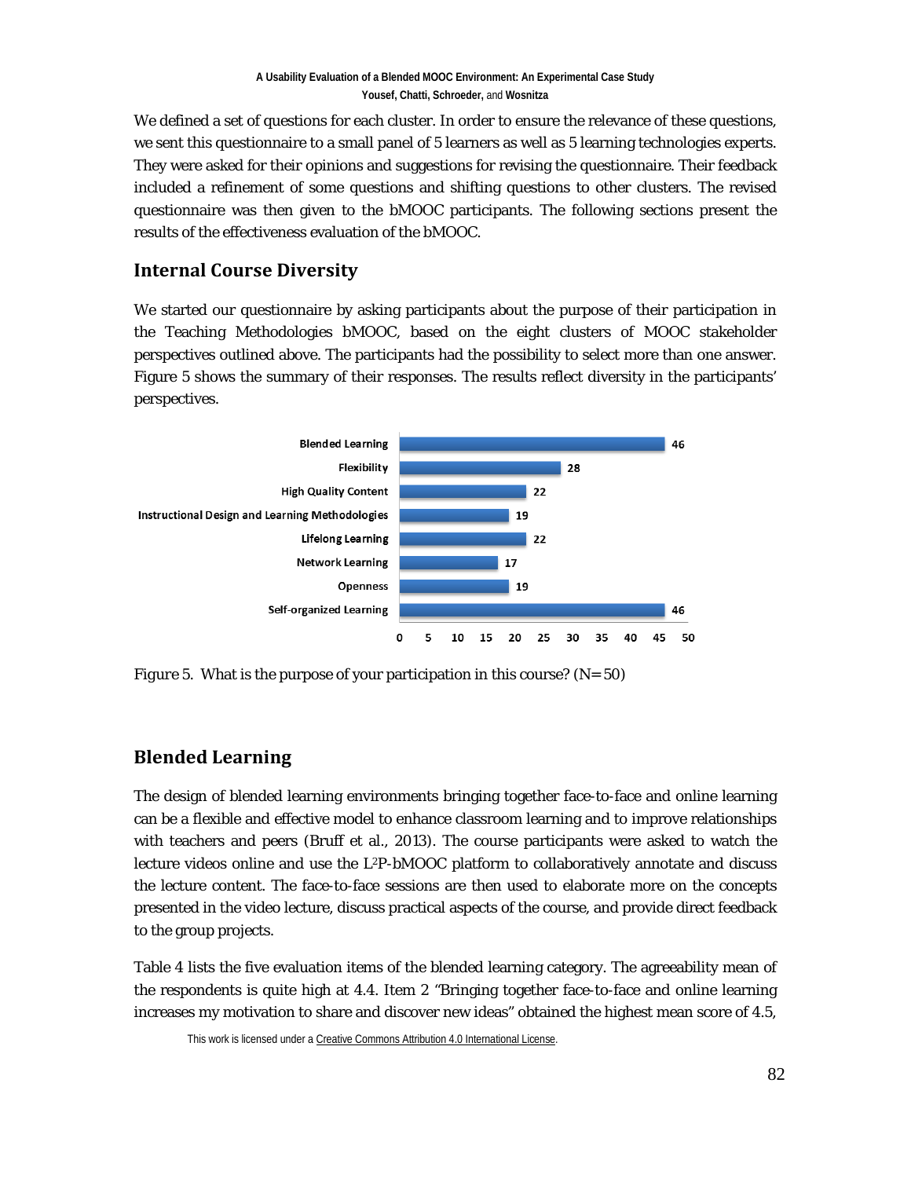We defined a set of questions for each cluster. In order to ensure the relevance of these questions, we sent this questionnaire to a small panel of 5 learners as well as 5 learning technologies experts. They were asked for their opinions and suggestions for revising the questionnaire. Their feedback included a refinement of some questions and shifting questions to other clusters. The revised questionnaire was then given to the bMOOC participants. The following sections present the results of the effectiveness evaluation of the bMOOC.

## Internal Course Diversity

We started our questionnaire by asking participants about the purpose of their participation in the Teaching Methodologies bMOOC, based on the eight clusters of MOOC stakeholder perspectives outlined above. The participants had the possibility to select more than one answer. Figure 5 shows the summary of their responses. The results reflect diversity in the participants' perspectives.

| Purpose | Responses |
|---|---|
| Blended Learning | 46 |
| Flexibility | 28 |
| High Quality Content | 22 |
| Instructional Design and Learning Methodologies | 19 |
| Lifelong Learning | 22 |
| Network Learning | 17 |
| Openness | 19 |
| Self-organized Learning | 46 |

Figure 5. What is the purpose of your participation in this course? (N= 50)

## Blended Learning

The design of blended learning environments bringing together face-to-face and online learning can be a flexible and effective model to enhance classroom learning and to improve relationships with teachers and peers (Bruff et al., 2013). The course participants were asked to watch the lecture videos online and use the L²P-bMOOC platform to collaboratively annotate and discuss the lecture content. The face-to-face sessions are then used to elaborate more on the concepts presented in the video lecture, discuss practical aspects of the course, and provide direct feedback to the group projects.

Table 4 lists the five evaluation items of the blended learning category. The agreeability mean of the respondents is quite high at 4.4. Item 2 "Bringing together face-to-face and online learning increases my motivation to share and discover new ideas" obtained the highest mean score of 4.5,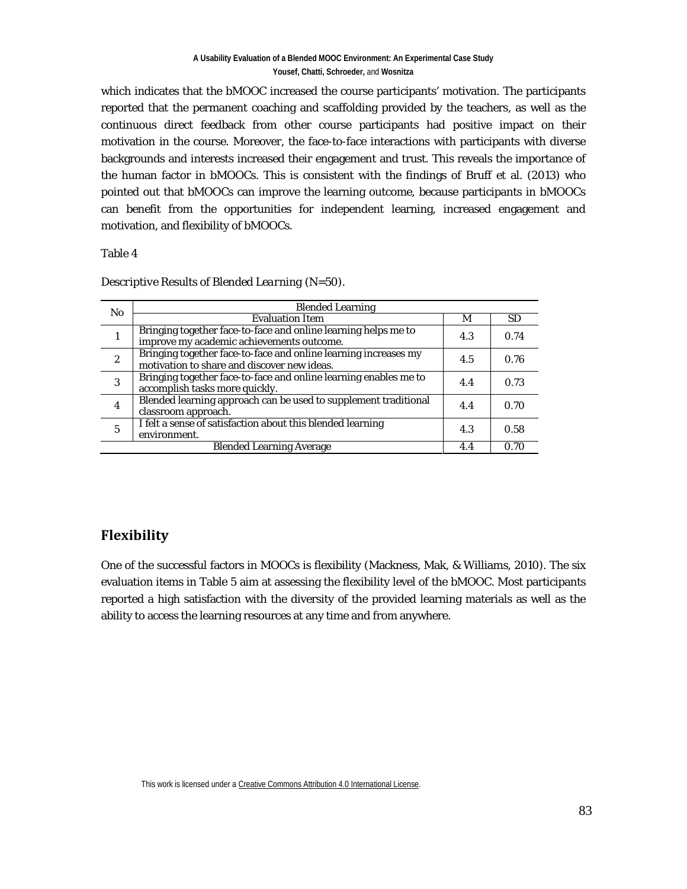which indicates that the bMOOC increased the course participants' motivation. The participants reported that the permanent coaching and scaffolding provided by the teachers, as well as the continuous direct feedback from other course participants had positive impact on their motivation in the course. Moreover, the face-to-face interactions with participants with diverse backgrounds and interests increased their engagement and trust. This reveals the importance of the human factor in bMOOCs. This is consistent with the findings of Bruff et al. (2013) who pointed out that bMOOCs can improve the learning outcome, because participants in bMOOCs can benefit from the opportunities for independent learning, increased engagement and motivation, and flexibility of bMOOCs.

Table 4

*Descriptive Results of Blended Learning (N=50).*

| No | Blended Learning | | |
|---|---|---|---|
| | Evaluation Item | M | SD |
| 1 | Bringing together face-to-face and online learning helps me to improve my academic achievements outcome. | 4.3 | 0.74 |
| 2 | Bringing together face-to-face and online learning increases my motivation to share and discover new ideas. | 4.5 | 0.76 |
| 3 | Bringing together face-to-face and online learning enables me to accomplish tasks more quickly. | 4.4 | 0.73 |
| 4 | Blended learning approach can be used to supplement traditional classroom approach. | 4.4 | 0.70 |
| 5 | I felt a sense of satisfaction about this blended learning environment. | 4.3 | 0.58 |
| | Blended Learning Average | 4.4 | 0.70 |

## Flexibility

One of the successful factors in MOOCs is flexibility (Mackness, Mak, & Williams, 2010). The six evaluation items in Table 5 aim at assessing the flexibility level of the bMOOC. Most participants reported a high satisfaction with the diversity of the provided learning materials as well as the ability to access the learning resources at any time and from anywhere.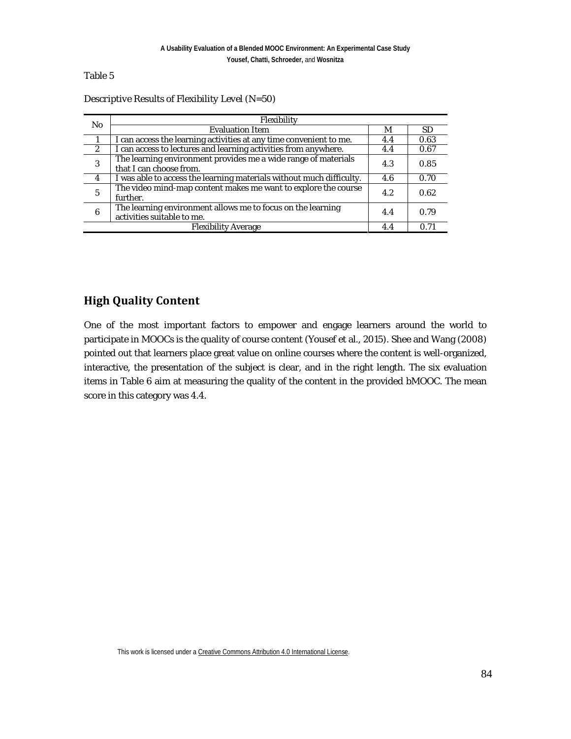Table 5

Descriptive Results of Flexibility Level (N=50)

| No | Flexibility | | |
|---|---|---|---|
| | Evaluation Item | M | SD |
| 1 | I can access the learning activities at any time convenient to me. | 4.4 | 0.63 |
| 2 | I can access to lectures and learning activities from anywhere. | 4.4 | 0.67 |
| 3 | The learning environment provides me a wide range of materials that I can choose from. | 4.3 | 0.85 |
| 4 | I was able to access the learning materials without much difficulty. | 4.6 | 0.70 |
| 5 | The video mind-map content makes me want to explore the course further. | 4.2 | 0.62 |
| 6 | The learning environment allows me to focus on the learning activities suitable to me. | 4.4 | 0.79 |
| Flexibility Average | | 4.4 | 0.71 |

## High Quality Content

One of the most important factors to empower and engage learners around the world to participate in MOOCs is the quality of course content (Yousef et al., 2015). Shee and Wang (2008) pointed out that learners place great value on online courses where the content is well-organized, interactive, the presentation of the subject is clear, and in the right length. The six evaluation items in Table 6 aim at measuring the quality of the content in the provided bMOOC. The mean score in this category was 4.4.

This work is licensed under a Creative Commons Attribution 4.0 International License.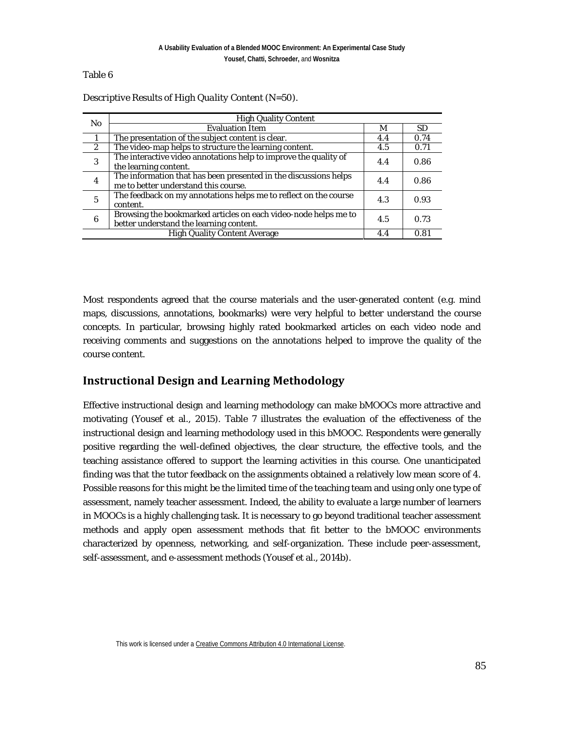Table 6

*Descriptive Results of High Quality Content (N=50).*

| No | High Quality Content | | |
|---|---|---|---|
| | Evaluation Item | M | SD |
| 1 | The presentation of the subject content is clear. | 4.4 | 0.74 |
| 2 | The video-map helps to structure the learning content. | 4.5 | 0.71 |
| 3 | The interactive video annotations help to improve the quality of the learning content. | 4.4 | 0.86 |
| 4 | The information that has been presented in the discussions helps me to better understand this course. | 4.4 | 0.86 |
| 5 | The feedback on my annotations helps me to reflect on the course content. | 4.3 | 0.93 |
| 6 | Browsing the bookmarked articles on each video-node helps me to better understand the learning content. | 4.5 | 0.73 |
| High Quality Content Average | | 4.4 | 0.81 |

Most respondents agreed that the course materials and the user-generated content (e.g. mind maps, discussions, annotations, bookmarks) were very helpful to better understand the course concepts. In particular, browsing highly rated bookmarked articles on each video node and receiving comments and suggestions on the annotations helped to improve the quality of the course content.

## Instructional Design and Learning Methodology

Effective instructional design and learning methodology can make bMOOCs more attractive and motivating (Yousef et al., 2015). Table 7 illustrates the evaluation of the effectiveness of the instructional design and learning methodology used in this bMOOC. Respondents were generally positive regarding the well-defined objectives, the clear structure, the effective tools, and the teaching assistance offered to support the learning activities in this course. One unanticipated finding was that the tutor feedback on the assignments obtained a relatively low mean score of 4. Possible reasons for this might be the limited time of the teaching team and using only one type of assessment, namely teacher assessment. Indeed, the ability to evaluate a large number of learners in MOOCs is a highly challenging task. It is necessary to go beyond traditional teacher assessment methods and apply open assessment methods that fit better to the bMOOC environments characterized by openness, networking, and self-organization. These include peer-assessment, self-assessment, and e-assessment methods (Yousef et al., 2014b).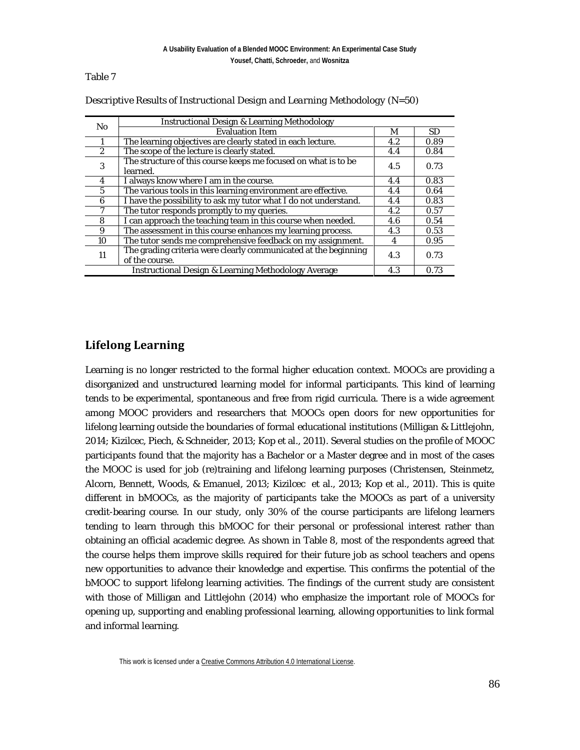Table 7

*Descriptive Results of Instructional Design and Learning Methodology (N=50)*

| No | Instructional Design & Learning Methodology | | |
|---|---|---|---|
| | Evaluation Item | M | SD |
| 1 | The learning objectives are clearly stated in each lecture. | 4.2 | 0.89 |
| 2 | The scope of the lecture is clearly stated. | 4.4 | 0.84 |
| 3 | The structure of this course keeps me focused on what is to be learned. | 4.5 | 0.73 |
| 4 | I always know where I am in the course. | 4.4 | 0.83 |
| 5 | The various tools in this learning environment are effective. | 4.4 | 0.64 |
| 6 | I have the possibility to ask my tutor what I do not understand. | 4.4 | 0.83 |
| 7 | The tutor responds promptly to my queries. | 4.2 | 0.57 |
| 8 | I can approach the teaching team in this course when needed. | 4.6 | 0.54 |
| 9 | The assessment in this course enhances my learning process. | 4.3 | 0.53 |
| 10 | The tutor sends me comprehensive feedback on my assignment. | 4 | 0.95 |
| 11 | The grading criteria were clearly communicated at the beginning of the course. | 4.3 | 0.73 |
| | Instructional Design & Learning Methodology Average | 4.3 | 0.73 |

## Lifelong Learning

Learning is no longer restricted to the formal higher education context. MOOCs are providing a disorganized and unstructured learning model for informal participants. This kind of learning tends to be experimental, spontaneous and free from rigid curricula. There is a wide agreement among MOOC providers and researchers that MOOCs open doors for new opportunities for lifelong learning outside the boundaries of formal educational institutions (Milligan & Littlejohn, 2014; Kizilcec, Piech, & Schneider, 2013; Kop et al., 2011). Several studies on the profile of MOOC participants found that the majority has a Bachelor or a Master degree and in most of the cases the MOOC is used for job (re)training and lifelong learning purposes (Christensen, Steinmetz, Alcorn, Bennett, Woods, & Emanuel, 2013; Kizilcec et al., 2013; Kop et al., 2011). This is quite different in bMOOCs, as the majority of participants take the MOOCs as part of a university credit-bearing course. In our study, only 30% of the course participants are lifelong learners tending to learn through this bMOOC for their personal or professional interest rather than obtaining an official academic degree. As shown in Table 8, most of the respondents agreed that the course helps them improve skills required for their future job as school teachers and opens new opportunities to advance their knowledge and expertise. This confirms the potential of the bMOOC to support lifelong learning activities. The findings of the current study are consistent with those of Milligan and Littlejohn (2014) who emphasize the important role of MOOCs for opening up, supporting and enabling professional learning, allowing opportunities to link formal and informal learning.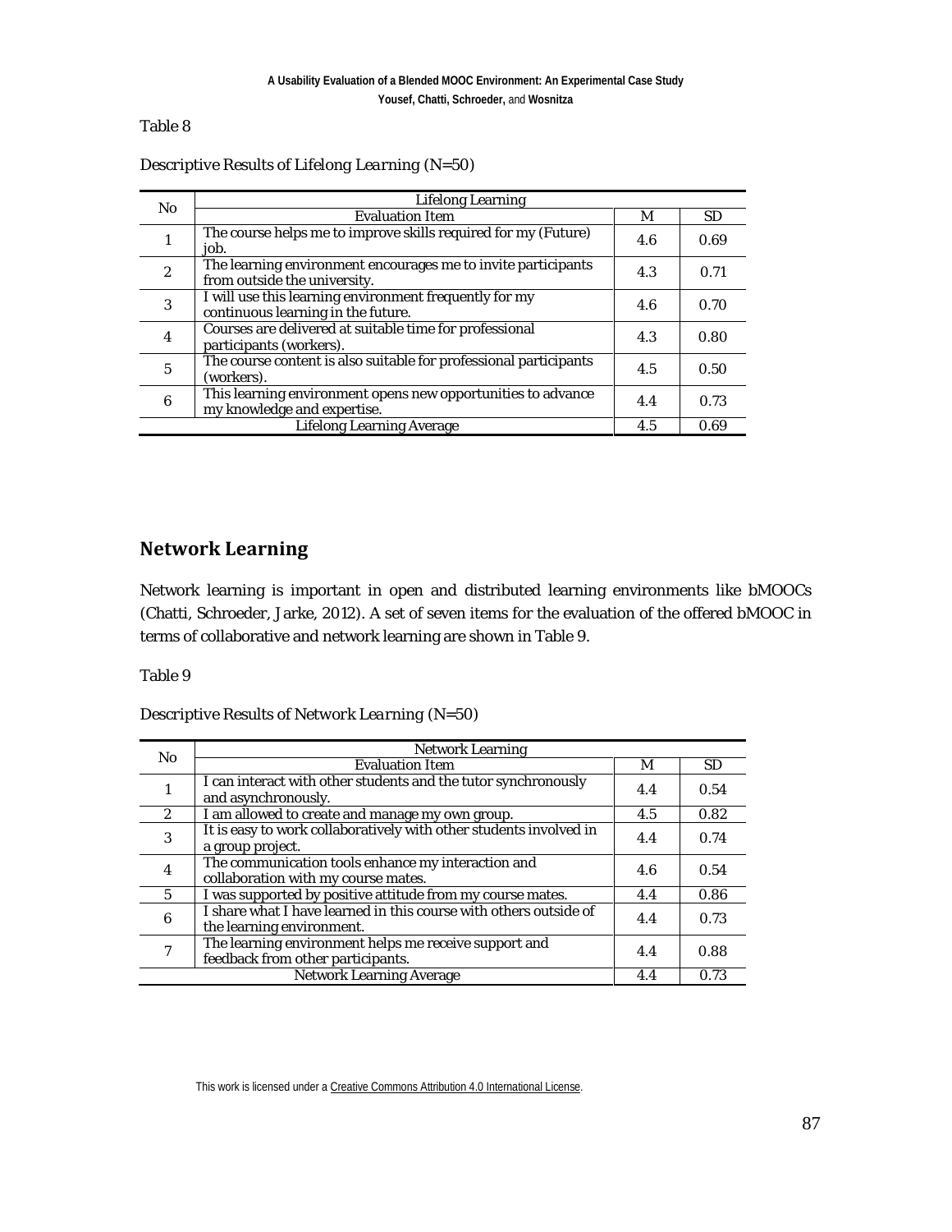Table 8

*Descriptive Results of Lifelong Learning (N=50)*

| No | Lifelong Learning | | |
|---|---|---|---|
| | Evaluation Item | M | SD |
| 1 | The course helps me to improve skills required for my (Future) job. | 4.6 | 0.69 |
| 2 | The learning environment encourages me to invite participants from outside the university. | 4.3 | 0.71 |
| 3 | I will use this learning environment frequently for my continuous learning in the future. | 4.6 | 0.70 |
| 4 | Courses are delivered at suitable time for professional participants (workers). | 4.3 | 0.80 |
| 5 | The course content is also suitable for professional participants (workers). | 4.5 | 0.50 |
| 6 | This learning environment opens new opportunities to advance my knowledge and expertise. | 4.4 | 0.73 |
| Lifelong Learning Average | | 4.5 | 0.69 |

## Network Learning

Network learning is important in open and distributed learning environments like bMOOCs (Chatti, Schroeder, Jarke, 2012). A set of seven items for the evaluation of the offered bMOOC in terms of collaborative and network learning are shown in Table 9.

Table 9

*Descriptive Results of Network Learning (N=50)*

| No | Network Learning | | |
|---|---|---|---|
| | Evaluation Item | M | SD |
| 1 | I can interact with other students and the tutor synchronously and asynchronously. | 4.4 | 0.54 |
| 2 | I am allowed to create and manage my own group. | 4.5 | 0.82 |
| 3 | It is easy to work collaboratively with other students involved in a group project. | 4.4 | 0.74 |
| 4 | The communication tools enhance my interaction and collaboration with my course mates. | 4.6 | 0.54 |
| 5 | I was supported by positive attitude from my course mates. | 4.4 | 0.86 |
| 6 | I share what I have learned in this course with others outside of the learning environment. | 4.4 | 0.73 |
| 7 | The learning environment helps me receive support and feedback from other participants. | 4.4 | 0.88 |
| Network Learning Average | | 4.4 | 0.73 |

This work is licensed under a Creative Commons Attribution 4.0 International License.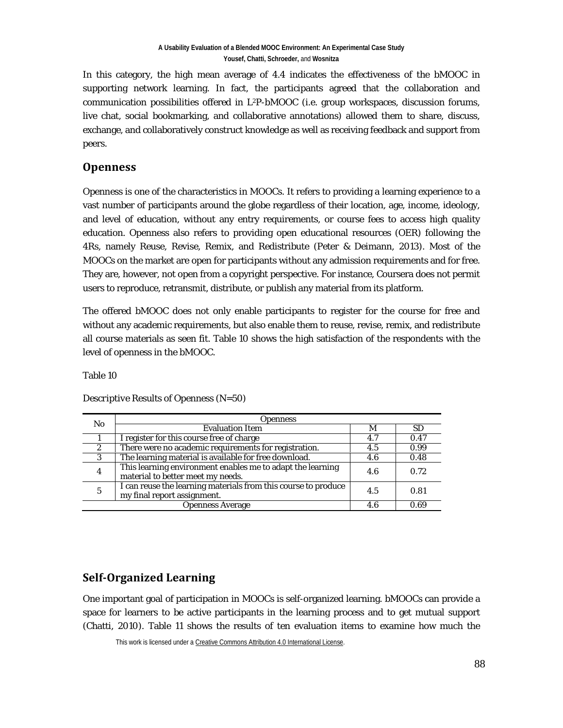In this category, the high mean average of 4.4 indicates the effectiveness of the bMOOC in supporting network learning. In fact, the participants agreed that the collaboration and communication possibilities offered in L$^2$P-bMOOC (i.e. group workspaces, discussion forums, live chat, social bookmarking, and collaborative annotations) allowed them to share, discuss, exchange, and collaboratively construct knowledge as well as receiving feedback and support from peers.

## Openness

Openness is one of the characteristics in MOOCs. It refers to providing a learning experience to a vast number of participants around the globe regardless of their location, age, income, ideology, and level of education, without any entry requirements, or course fees to access high quality education. Openness also refers to providing open educational resources (OER) following the 4Rs, namely Reuse, Revise, Remix, and Redistribute (Peter & Deimann, 2013). Most of the MOOCs on the market are open for participants without any admission requirements and for free. They are, however, not open from a copyright perspective. For instance, Coursera does not permit users to reproduce, retransmit, distribute, or publish any material from its platform.

The offered bMOOC does not only enable participants to register for the course for free and without any academic requirements, but also enable them to reuse, revise, remix, and redistribute all course materials as seen fit. Table 10 shows the high satisfaction of the respondents with the level of openness in the bMOOC.

Table 10

Descriptive Results of Openness (N=50)

| No | Openness | | |
|---|---|---|---|
| | Evaluation Item | M | SD |
| 1 | I register for this course free of charge | 4.7 | 0.47 |
| 2 | There were no academic requirements for registration. | 4.5 | 0.99 |
| 3 | The learning material is available for free download. | 4.6 | 0.48 |
| 4 | This learning environment enables me to adapt the learning material to better meet my needs. | 4.6 | 0.72 |
| 5 | I can reuse the learning materials from this course to produce my final report assignment. | 4.5 | 0.81 |
| Openness Average | | 4.6 | 0.69 |

## Self-Organized Learning

One important goal of participation in MOOCs is self-organized learning. bMOOCs can provide a space for learners to be active participants in the learning process and to get mutual support (Chatti, 2010). Table 11 shows the results of ten evaluation items to examine how much the

This work is licensed under a Creative Commons Attribution 4.0 International License.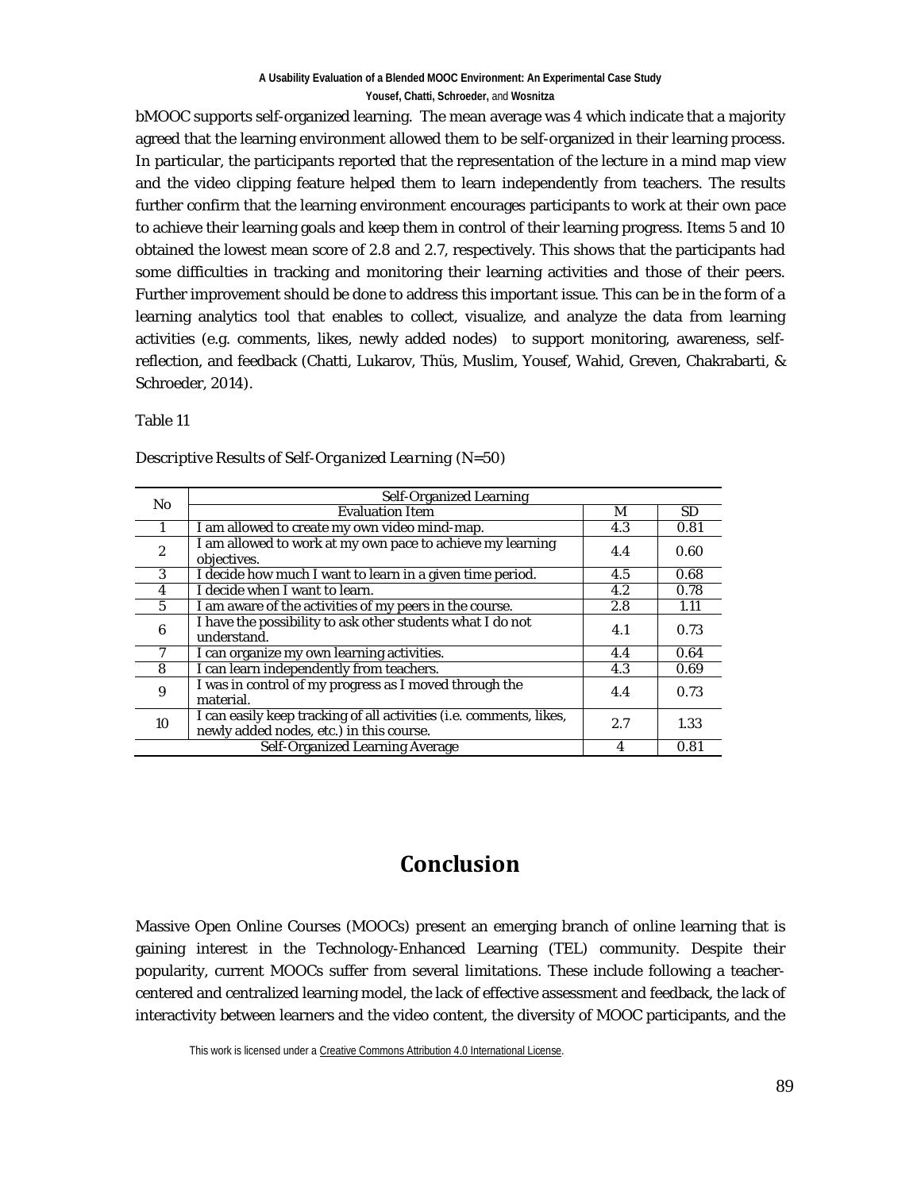bMOOC supports self-organized learning. The mean average was 4 which indicate that a majority agreed that the learning environment allowed them to be self-organized in their learning process. In particular, the participants reported that the representation of the lecture in a mind map view and the video clipping feature helped them to learn independently from teachers. The results further confirm that the learning environment encourages participants to work at their own pace to achieve their learning goals and keep them in control of their learning progress. Items 5 and 10 obtained the lowest mean score of 2.8 and 2.7, respectively. This shows that the participants had some difficulties in tracking and monitoring their learning activities and those of their peers. Further improvement should be done to address this important issue. This can be in the form of a learning analytics tool that enables to collect, visualize, and analyze the data from learning activities (e.g. comments, likes, newly added nodes) to support monitoring, awareness, self-reflection, and feedback (Chatti, Lukarov, Thüs, Muslim, Yousef, Wahid, Greven, Chakrabarti, & Schroeder, 2014).

Table 11

*Descriptive Results of Self-Organized Learning (N=50)*

| No | Self-Organized Learning | | |
|---|---|---|---|
| | Evaluation Item | M | SD |
| 1 | I am allowed to create my own video mind-map. | 4.3 | 0.81 |
| 2 | I am allowed to work at my own pace to achieve my learning objectives. | 4.4 | 0.60 |
| 3 | I decide how much I want to learn in a given time period. | 4.5 | 0.68 |
| 4 | I decide when I want to learn. | 4.2 | 0.78 |
| 5 | I am aware of the activities of my peers in the course. | 2.8 | 1.11 |
| 6 | I have the possibility to ask other students what I do not understand. | 4.1 | 0.73 |
| 7 | I can organize my own learning activities. | 4.4 | 0.64 |
| 8 | I can learn independently from teachers. | 4.3 | 0.69 |
| 9 | I was in control of my progress as I moved through the material. | 4.4 | 0.73 |
| 10 | I can easily keep tracking of all activities (i.e. comments, likes, newly added nodes, etc.) in this course. | 2.7 | 1.33 |
| Self-Organized Learning Average | | 4 | 0.81 |

# Conclusion

Massive Open Online Courses (MOOCs) present an emerging branch of online learning that is gaining interest in the Technology-Enhanced Learning (TEL) community. Despite their popularity, current MOOCs suffer from several limitations. These include following a teacher-centered and centralized learning model, the lack of effective assessment and feedback, the lack of interactivity between learners and the video content, the diversity of MOOC participants, and the

This work is licensed under a Creative Commons Attribution 4.0 International License.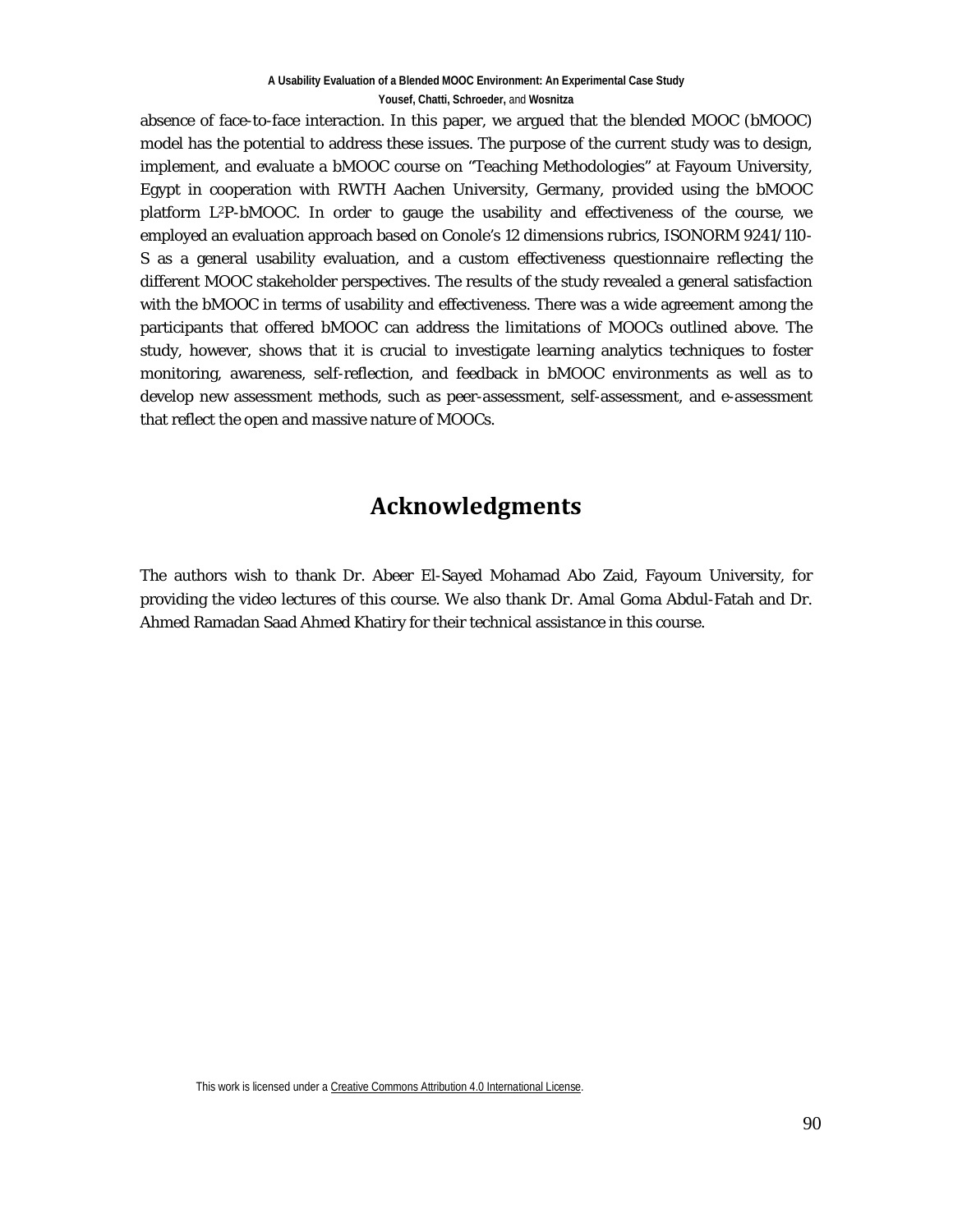absence of face-to-face interaction. In this paper, we argued that the blended MOOC (bMOOC) model has the potential to address these issues. The purpose of the current study was to design, implement, and evaluate a bMOOC course on "Teaching Methodologies" at Fayoum University, Egypt in cooperation with RWTH Aachen University, Germany, provided using the bMOOC platform L²P-bMOOC. In order to gauge the usability and effectiveness of the course, we employed an evaluation approach based on Conole's 12 dimensions rubrics, ISONORM 9241/110-S as a general usability evaluation, and a custom effectiveness questionnaire reflecting the different MOOC stakeholder perspectives. The results of the study revealed a general satisfaction with the bMOOC in terms of usability and effectiveness. There was a wide agreement among the participants that offered bMOOC can address the limitations of MOOCs outlined above. The study, however, shows that it is crucial to investigate learning analytics techniques to foster monitoring, awareness, self-reflection, and feedback in bMOOC environments as well as to develop new assessment methods, such as peer-assessment, self-assessment, and e-assessment that reflect the open and massive nature of MOOCs.

## Acknowledgments

The authors wish to thank Dr. Abeer El-Sayed Mohamad Abo Zaid, Fayoum University, for providing the video lectures of this course. We also thank Dr. Amal Goma Abdul-Fatah and Dr. Ahmed Ramadan Saad Ahmed Khatiry for their technical assistance in this course.

This work is licensed under a Creative Commons Attribution 4.0 International License.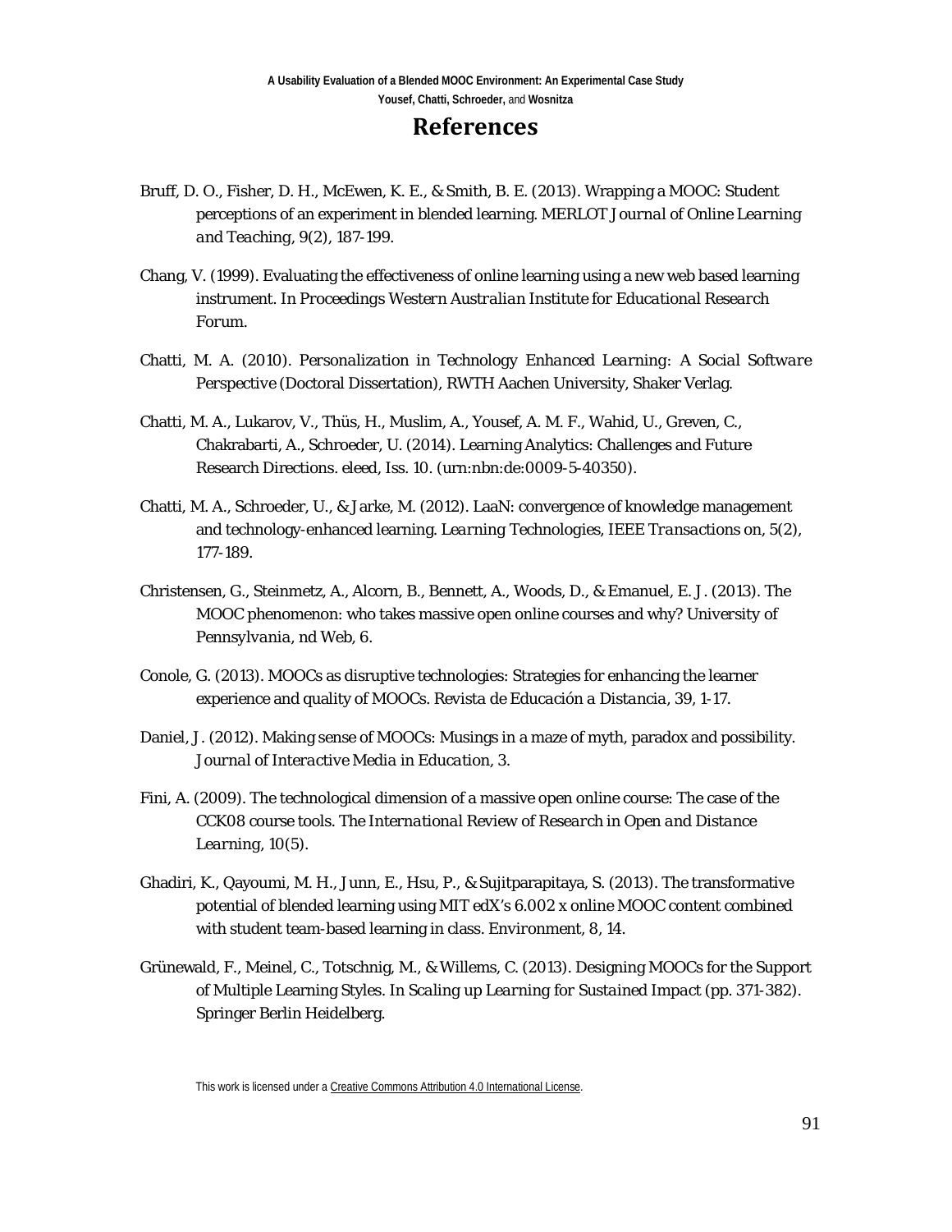# References

Bruff, D. O., Fisher, D. H., McEwen, K. E., & Smith, B. E. (2013). Wrapping a MOOC: Student perceptions of an experiment in blended learning. *MERLOT Journal of Online Learning and Teaching*, 9(2), 187-199.

Chang, V. (1999). Evaluating the effectiveness of online learning using a new web based learning instrument. In *Proceedings Western Australian Institute for Educational Research Forum*.

Chatti, M. A. (2010). *Personalization in Technology Enhanced Learning: A Social Software Perspective* (Doctoral Dissertation), RWTH Aachen University, Shaker Verlag.

Chatti, M. A., Lukarov, V., Thüs, H., Muslim, A., Yousef, A. M. F., Wahid, U., Greven, C., Chakrabarti, A., Schroeder, U. (2014). Learning Analytics: Challenges and Future Research Directions. eleed, Iss. 10. (urn:nbn:de:0009-5-40350).

Chatti, M. A., Schroeder, U., & Jarke, M. (2012). LaaN: convergence of knowledge management and technology-enhanced learning. *Learning Technologies, IEEE Transactions on*, 5(2), 177-189.

Christensen, G., Steinmetz, A., Alcorn, B., Bennett, A., Woods, D., & Emanuel, E. J. (2013). The MOOC phenomenon: who takes massive open online courses and why? *University of Pennsylvania*, nd Web, 6.

Conole, G. (2013). MOOCs as disruptive technologies: Strategies for enhancing the learner experience and quality of MOOCs. *Revista de Educación a Distancia*, 39, 1-17.

Daniel, J. (2012). Making sense of MOOCs: Musings in a maze of myth, paradox and possibility. *Journal of Interactive Media in Education*, 3.

Fini, A. (2009). The technological dimension of a massive open online course: The case of the CCK08 course tools. *The International Review of Research in Open and Distance Learning*, 10(5).

Ghadiri, K., Qayoumi, M. H., Junn, E., Hsu, P., & Sujitparapitaya, S. (2013). The transformative potential of blended learning using MIT edX's 6.002 x online MOOC content combined with student team-based learning in class. *Environment*, 8, 14.

Grünewald, F., Meinel, C., Totschnig, M., & Willems, C. (2013). Designing MOOCs for the Support of Multiple Learning Styles. In *Scaling up Learning for Sustained Impact* (pp. 371-382). Springer Berlin Heidelberg.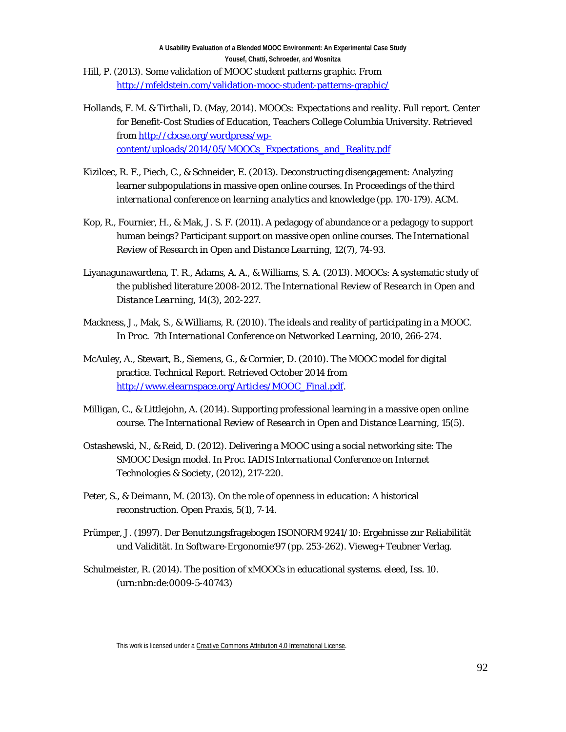Hill, P. (2013). Some validation of MOOC student patterns graphic. From http://mfeldstein.com/validation-mooc-student-patterns-graphic/

Hollands, F. M. & Tirthali, D. (May, 2014). *MOOCs: Expectations and reality. Full report.* Center for Benefit-Cost Studies of Education, Teachers College Columbia University. Retrieved from http://cbcse.org/wordpress/wp-content/uploads/2014/05/MOOCs_Expectations_and_Reality.pdf

Kizilcec, R. F., Piech, C., & Schneider, E. (2013). Deconstructing disengagement: Analyzing learner subpopulations in massive open online courses. In *Proceedings of the third international conference on learning analytics and knowledge* (pp. 170-179). ACM.

Kop, R., Fournier, H., & Mak, J. S. F. (2011). A pedagogy of abundance or a pedagogy to support human beings? Participant support on massive open online courses. *The International Review of Research in Open and Distance Learning*, 12(7), 74-93.

Liyanagunawardena, T. R., Adams, A. A., & Williams, S. A. (2013). MOOCs: A systematic study of the published literature 2008-2012. *The International Review of Research in Open and Distance Learning*, 14(3), 202-227.

Mackness, J., Mak, S., & Williams, R. (2010). The ideals and reality of participating in a MOOC. In *Proc. 7th International Conference on Networked Learning*, 2010, 266-274.

McAuley, A., Stewart, B., Siemens, G., & Cormier, D. (2010). The MOOC model for digital practice. Technical Report. Retrieved October 2014 from http://www.elearnspace.org/Articles/MOOC_Final.pdf.

Milligan, C., & Littlejohn, A. (2014). Supporting professional learning in a massive open online course. *The International Review of Research in Open and Distance Learning*, 15(5).

Ostashewski, N., & Reid, D. (2012). Delivering a MOOC using a social networking site: The SMOOC Design model. In *Proc. IADIS International Conference on Internet Technologies & Society*, (2012), 217-220.

Peter, S., & Deimann, M. (2013). On the role of openness in education: A historical reconstruction. *Open Praxis*, 5(1), 7-14.

Prümper, J. (1997). Der Benutzungsfragebogen ISONORM 9241/10: Ergebnisse zur Reliabilität und Validität. In *Software-Ergonomie'97* (pp. 253-262). Vieweg+ Teubner Verlag.

Schulmeister, R. (2014). The position of xMOOCs in educational systems. eleed, Iss. 10. (urn:nbn:de:0009-5-40743)

This work is licensed under a Creative Commons Attribution 4.0 International License.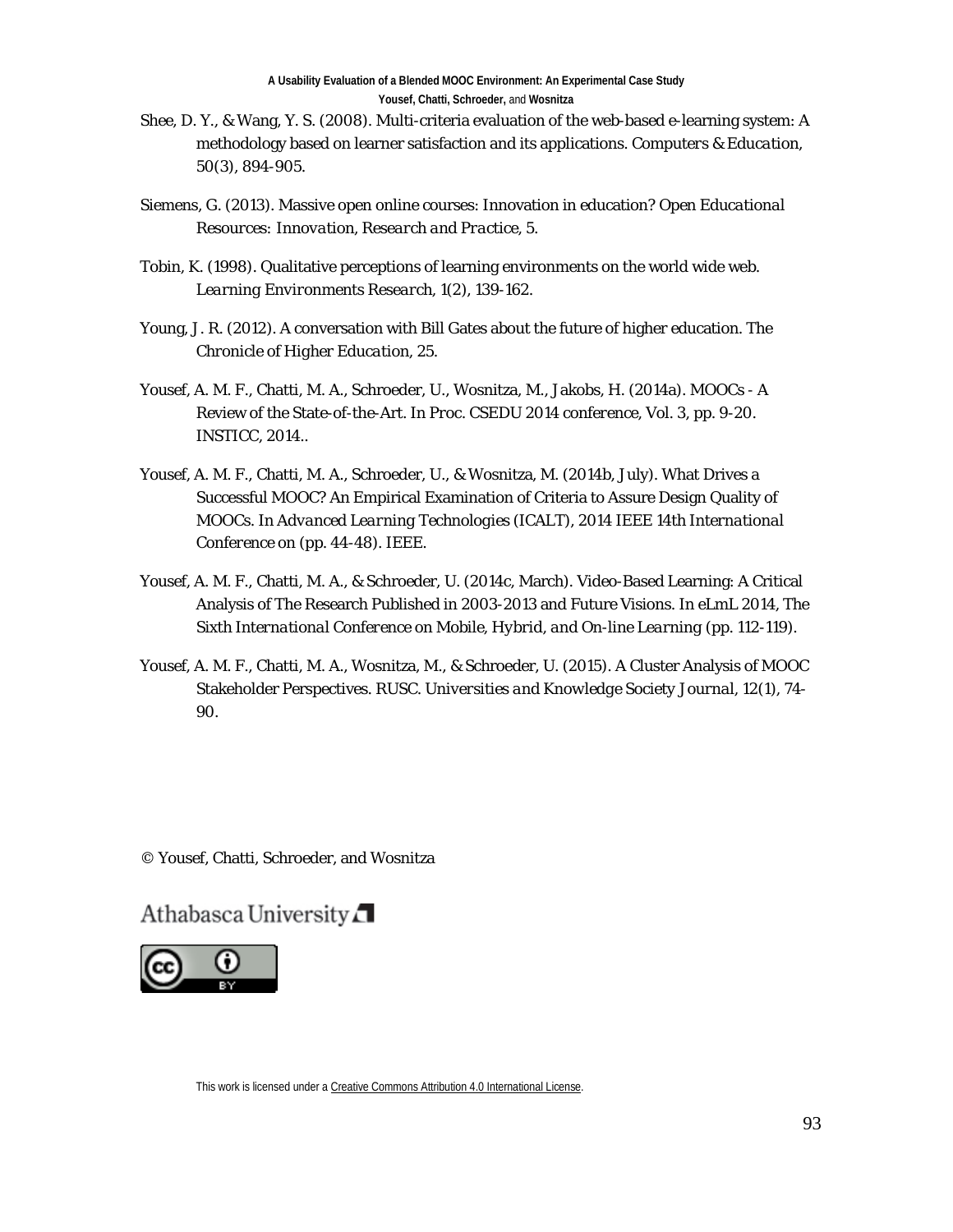Shee, D. Y., & Wang, Y. S. (2008). Multi-criteria evaluation of the web-based e-learning system: A methodology based on learner satisfaction and its applications. *Computers & Education, 50*(3), 894-905.

Siemens, G. (2013). Massive open online courses: Innovation in education? *Open Educational Resources: Innovation, Research and Practice*, 5.

Tobin, K. (1998). Qualitative perceptions of learning environments on the world wide web. *Learning Environments Research, 1*(2), 139-162.

Young, J. R. (2012). A conversation with Bill Gates about the future of higher education. *The Chronicle of Higher Education*, 25.

Yousef, A. M. F., Chatti, M. A., Schroeder, U., Wosnitza, M., Jakobs, H. (2014a). MOOCs - A Review of the State-of-the-Art. In *Proc. CSEDU 2014 conference*, Vol. 3, pp. 9-20. INSTICC, 2014..

Yousef, A. M. F., Chatti, M. A., Schroeder, U., & Wosnitza, M. (2014b, July). What Drives a Successful MOOC? An Empirical Examination of Criteria to Assure Design Quality of MOOCs. In *Advanced Learning Technologies (ICALT), 2014 IEEE 14th International Conference on* (pp. 44-48). IEEE.

Yousef, A. M. F., Chatti, M. A., & Schroeder, U. (2014c, March). Video-Based Learning: A Critical Analysis of The Research Published in 2003-2013 and Future Visions. In *eLmL 2014, The Sixth International Conference on Mobile, Hybrid, and On-line Learning* (pp. 112-119).

Yousef, A. M. F., Chatti, M. A., Wosnitza, M., & Schroeder, U. (2015). A Cluster Analysis of MOOC Stakeholder Perspectives. *RUSC. Universities and Knowledge Society Journal, 12*(1), 74-90.

© Yousef, Chatti, Schroeder, and Wosnitza

Athabasca University

This work is licensed under a Creative Commons Attribution 4.0 International License.